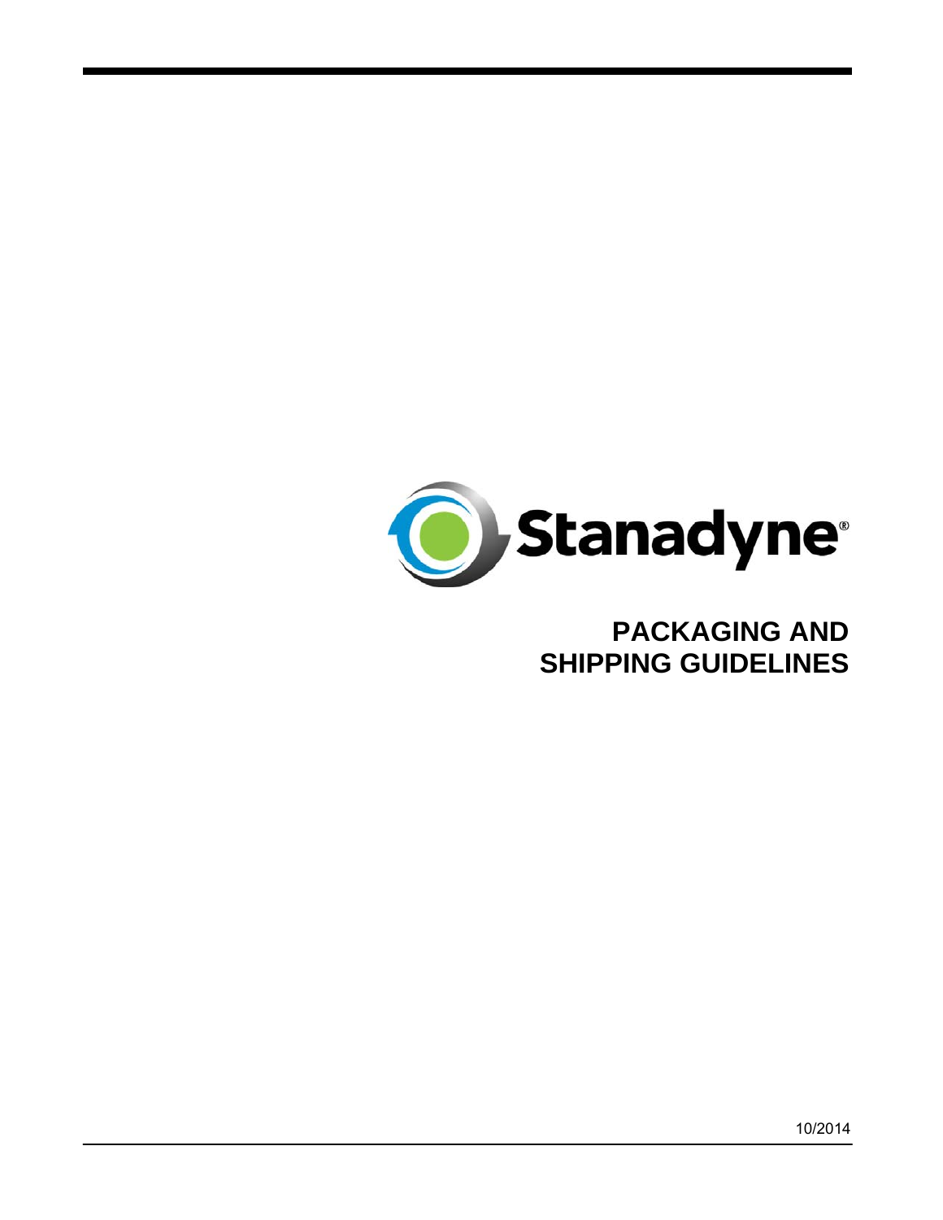Stanadyne®

# PACKAGING AND SHIPPING GUIDELINES

10/2014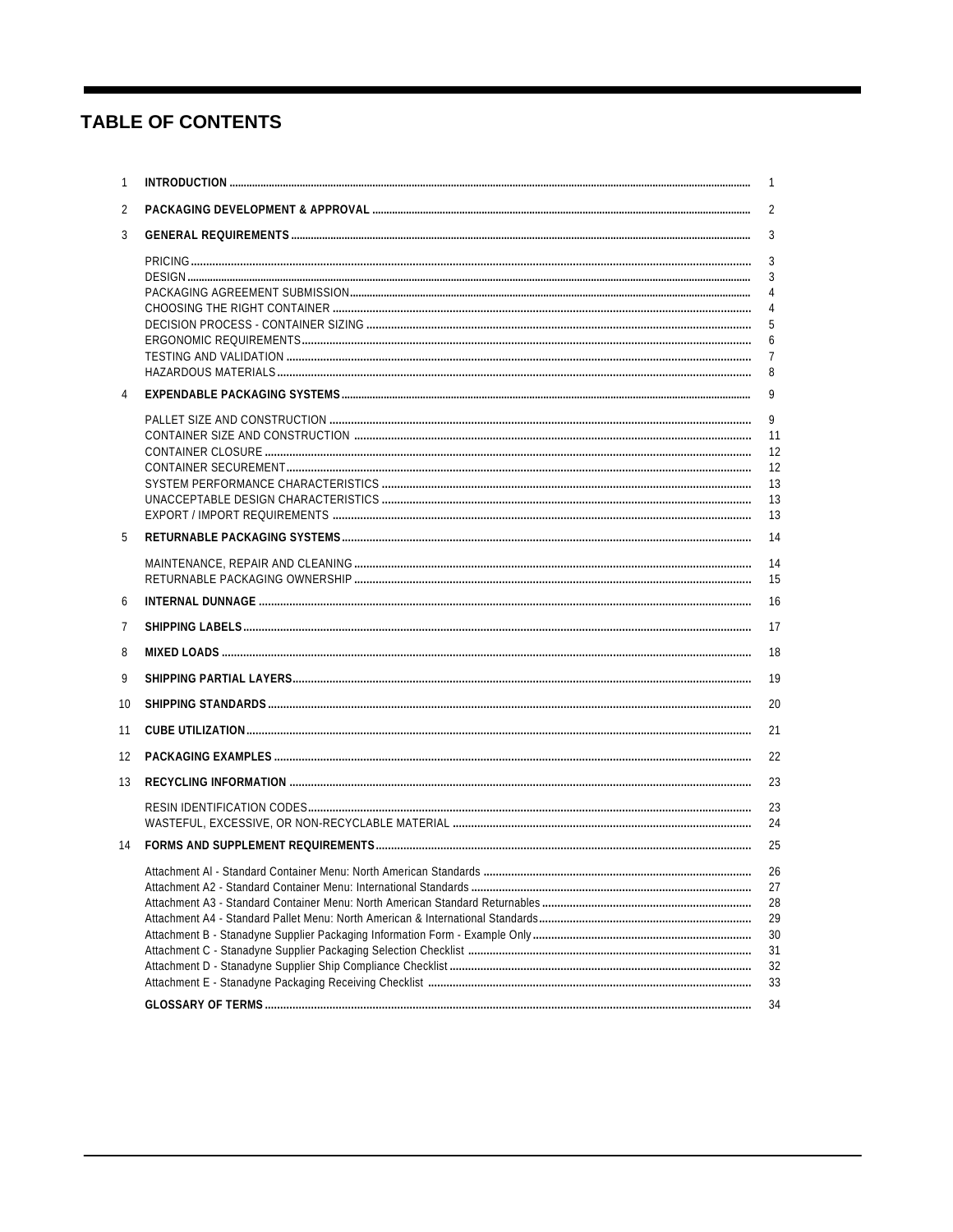# TABLE OF CONTENTS

| | | |
|---|---|---|
| 1 | **INTRODUCTION** | 1 |
| 2 | **PACKAGING DEVELOPMENT & APPROVAL** | 2 |
| 3 | **GENERAL REQUIREMENTS** | 3 |
| | PRICING | 3 |
| | DESIGN | 3 |
| | PACKAGING AGREEMENT SUBMISSION | 4 |
| | CHOOSING THE RIGHT CONTAINER | 4 |
| | DECISION PROCESS - CONTAINER SIZING | 5 |
| | ERGONOMIC REQUIREMENTS | 6 |
| | TESTING AND VALIDATION | 7 |
| | HAZARDOUS MATERIALS | 8 |
| 4 | **EXPENDABLE PACKAGING SYSTEMS** | 9 |
| | PALLET SIZE AND CONSTRUCTION | 9 |
| | CONTAINER SIZE AND CONSTRUCTION | 11 |
| | CONTAINER CLOSURE | 12 |
| | CONTAINER SECUREMENT | 12 |
| | SYSTEM PERFORMANCE CHARACTERISTICS | 13 |
| | UNACCEPTABLE DESIGN CHARACTERISTICS | 13 |
| | EXPORT / IMPORT REQUIREMENTS | 13 |
| 5 | **RETURNABLE PACKAGING SYSTEMS** | 14 |
| | MAINTENANCE, REPAIR AND CLEANING | 14 |
| | RETURNABLE PACKAGING OWNERSHIP | 15 |
| 6 | **INTERNAL DUNNAGE** | 16 |
| 7 | **SHIPPING LABELS** | 17 |
| 8 | **MIXED LOADS** | 18 |
| 9 | **SHIPPING PARTIAL LAYERS** | 19 |
| 10 | **SHIPPING STANDARDS** | 20 |
| 11 | **CUBE UTILIZATION** | 21 |
| 12 | **PACKAGING EXAMPLES** | 22 |
| 13 | **RECYCLING INFORMATION** | 23 |
| | RESIN IDENTIFICATION CODES | 23 |
| | WASTEFUL, EXCESSIVE, OR NON-RECYCLABLE MATERIAL | 24 |
| 14 | **FORMS AND SUPPLEMENT REQUIREMENTS** | 25 |
| | Attachment Al - Standard Container Menu: North American Standards | 26 |
| | Attachment A2 - Standard Container Menu: International Standards | 27 |
| | Attachment A3 - Standard Container Menu: North American Standard Returnables | 28 |
| | Attachment A4 - Standard Pallet Menu: North American & International Standards | 29 |
| | Attachment B - Stanadyne Supplier Packaging Information Form - Example Only | 30 |
| | Attachment C - Stanadyne Supplier Packaging Selection Checklist | 31 |
| | Attachment D - Stanadyne Supplier Ship Compliance Checklist | 32 |
| | Attachment E - Stanadyne Packaging Receiving Checklist | 33 |
| | **GLOSSARY OF TERMS** | 34 |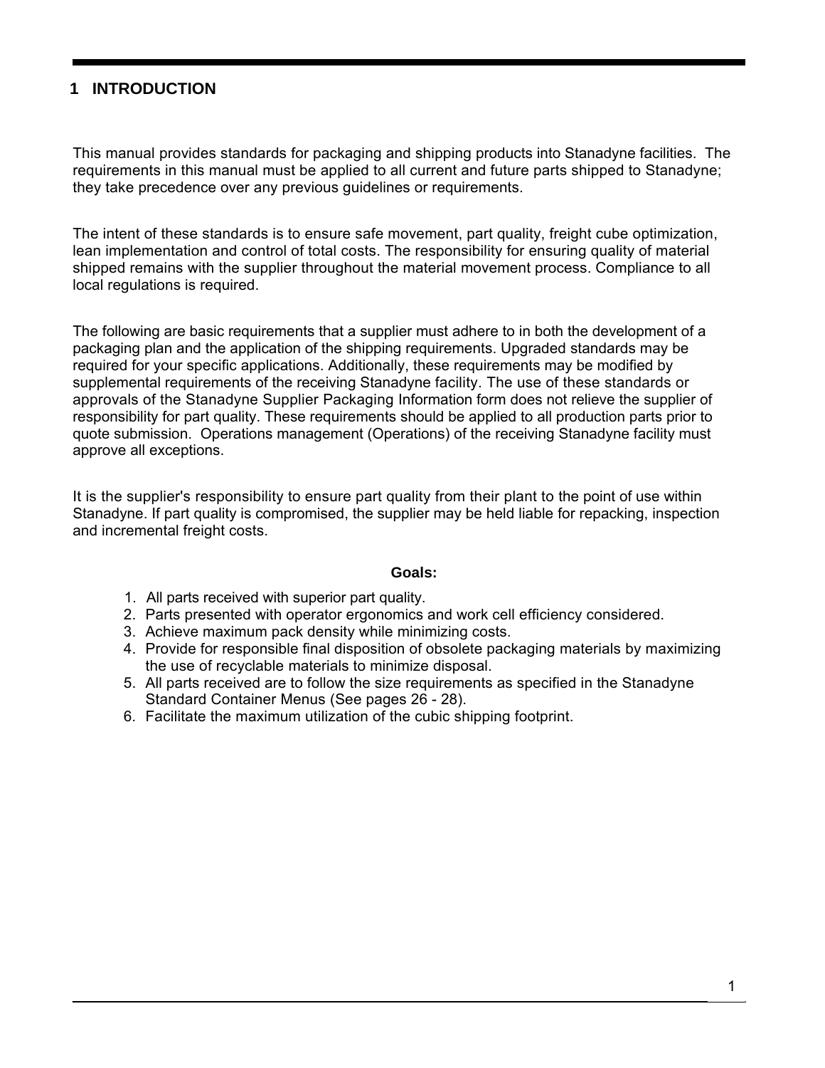# 1 INTRODUCTION

This manual provides standards for packaging and shipping products into Stanadyne facilities. The requirements in this manual must be applied to all current and future parts shipped to Stanadyne; they take precedence over any previous guidelines or requirements.

The intent of these standards is to ensure safe movement, part quality, freight cube optimization, lean implementation and control of total costs. The responsibility for ensuring quality of material shipped remains with the supplier throughout the material movement process. Compliance to all local regulations is required.

The following are basic requirements that a supplier must adhere to in both the development of a packaging plan and the application of the shipping requirements. Upgraded standards may be required for your specific applications. Additionally, these requirements may be modified by supplemental requirements of the receiving Stanadyne facility. The use of these standards or approvals of the Stanadyne Supplier Packaging Information form does not relieve the supplier of responsibility for part quality. These requirements should be applied to all production parts prior to quote submission. Operations management (Operations) of the receiving Stanadyne facility must approve all exceptions.

It is the supplier's responsibility to ensure part quality from their plant to the point of use within Stanadyne. If part quality is compromised, the supplier may be held liable for repacking, inspection and incremental freight costs.

**Goals:**

1. All parts received with superior part quality.
2. Parts presented with operator ergonomics and work cell efficiency considered.
3. Achieve maximum pack density while minimizing costs.
4. Provide for responsible final disposition of obsolete packaging materials by maximizing the use of recyclable materials to minimize disposal.
5. All parts received are to follow the size requirements as specified in the Stanadyne Standard Container Menus (See pages 26 - 28).
6. Facilitate the maximum utilization of the cubic shipping footprint.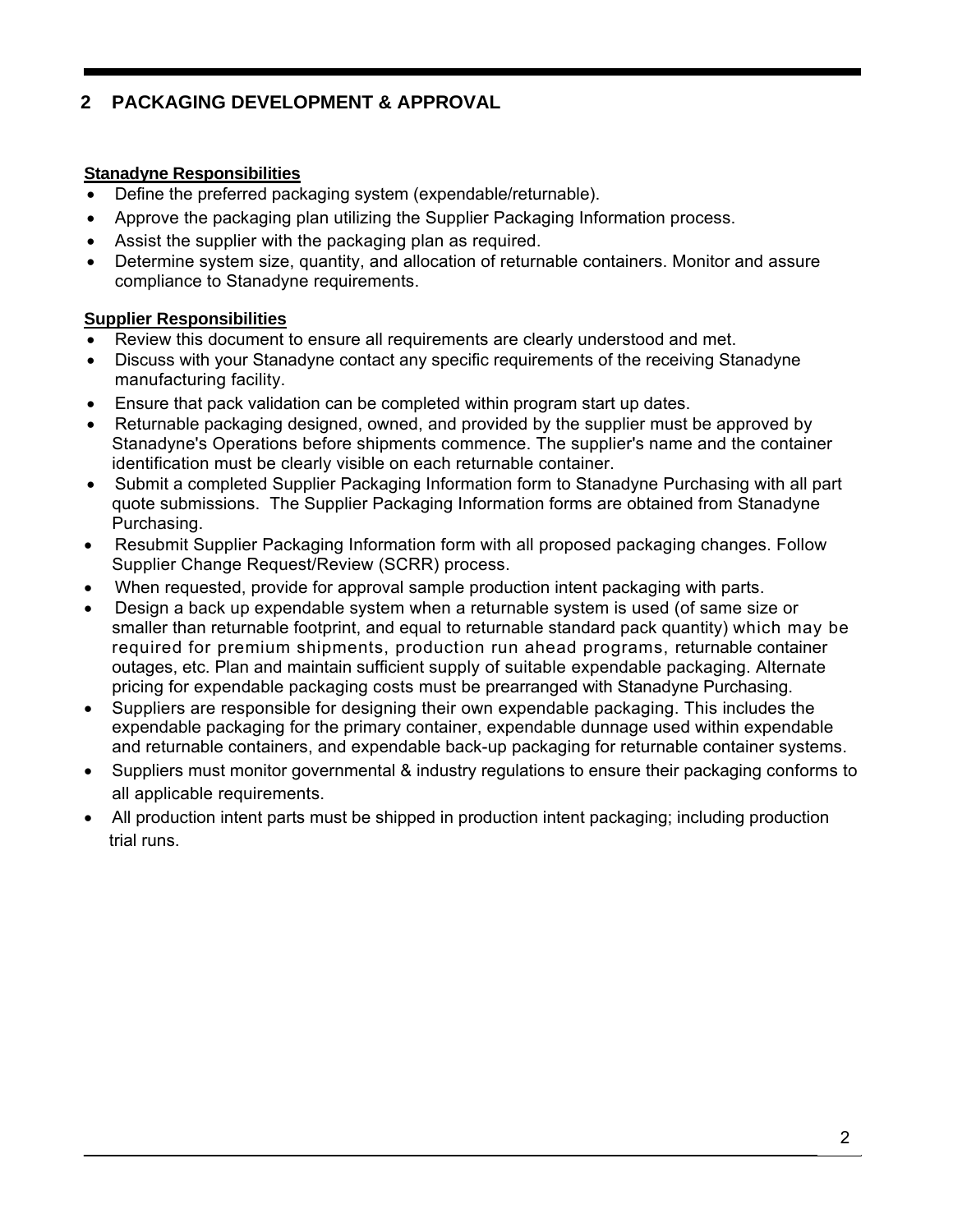## 2 PACKAGING DEVELOPMENT & APPROVAL

**Stanadyne Responsibilities**

- Define the preferred packaging system (expendable/returnable).
- Approve the packaging plan utilizing the Supplier Packaging Information process.
- Assist the supplier with the packaging plan as required.
- Determine system size, quantity, and allocation of returnable containers. Monitor and assure compliance to Stanadyne requirements.

**Supplier Responsibilities**

- Review this document to ensure all requirements are clearly understood and met.
- Discuss with your Stanadyne contact any specific requirements of the receiving Stanadyne manufacturing facility.
- Ensure that pack validation can be completed within program start up dates.
- Returnable packaging designed, owned, and provided by the supplier must be approved by Stanadyne's Operations before shipments commence. The supplier's name and the container identification must be clearly visible on each returnable container.
- Submit a completed Supplier Packaging Information form to Stanadyne Purchasing with all part quote submissions. The Supplier Packaging Information forms are obtained from Stanadyne Purchasing.
- Resubmit Supplier Packaging Information form with all proposed packaging changes. Follow Supplier Change Request/Review (SCRR) process.
- When requested, provide for approval sample production intent packaging with parts.
- Design a back up expendable system when a returnable system is used (of same size or smaller than returnable footprint, and equal to returnable standard pack quantity) which may be required for premium shipments, production run ahead programs, returnable container outages, etc. Plan and maintain sufficient supply of suitable expendable packaging. Alternate pricing for expendable packaging costs must be prearranged with Stanadyne Purchasing.
- Suppliers are responsible for designing their own expendable packaging. This includes the expendable packaging for the primary container, expendable dunnage used within expendable and returnable containers, and expendable back-up packaging for returnable container systems.
- Suppliers must monitor governmental & industry regulations to ensure their packaging conforms to all applicable requirements.
- All production intent parts must be shipped in production intent packaging; including production trial runs.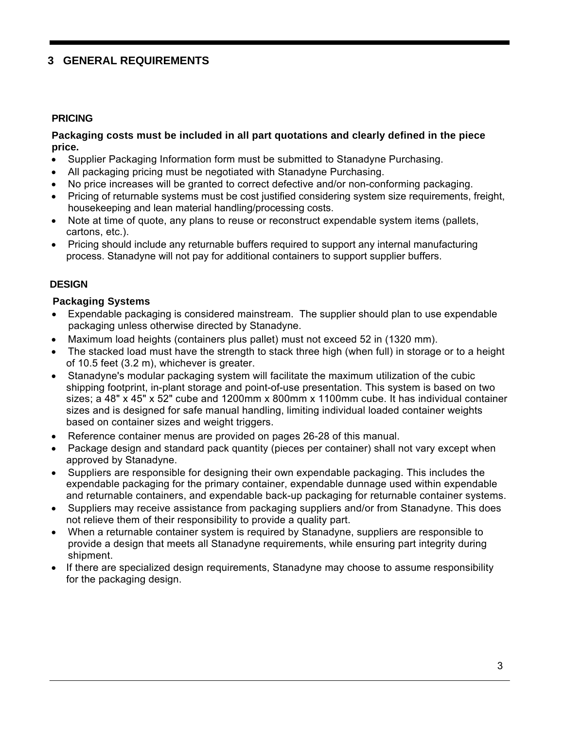# 3 GENERAL REQUIREMENTS

## PRICING

**Packaging costs must be included in all part quotations and clearly defined in the piece price.**

- Supplier Packaging Information form must be submitted to Stanadyne Purchasing.
- All packaging pricing must be negotiated with Stanadyne Purchasing.
- No price increases will be granted to correct defective and/or non-conforming packaging.
- Pricing of returnable systems must be cost justified considering system size requirements, freight, housekeeping and lean material handling/processing costs.
- Note at time of quote, any plans to reuse or reconstruct expendable system items (pallets, cartons, etc.).
- Pricing should include any returnable buffers required to support any internal manufacturing process. Stanadyne will not pay for additional containers to support supplier buffers.

## DESIGN

### Packaging Systems

- Expendable packaging is considered mainstream. The supplier should plan to use expendable packaging unless otherwise directed by Stanadyne.
- Maximum load heights (containers plus pallet) must not exceed 52 in (1320 mm).
- The stacked load must have the strength to stack three high (when full) in storage or to a height of 10.5 feet (3.2 m), whichever is greater.
- Stanadyne's modular packaging system will facilitate the maximum utilization of the cubic shipping footprint, in-plant storage and point-of-use presentation. This system is based on two sizes; a 48" x 45" x 52" cube and 1200mm x 800mm x 1100mm cube. It has individual container sizes and is designed for safe manual handling, limiting individual loaded container weights based on container sizes and weight triggers.
- Reference container menus are provided on pages 26-28 of this manual.
- Package design and standard pack quantity (pieces per container) shall not vary except when approved by Stanadyne.
- Suppliers are responsible for designing their own expendable packaging. This includes the expendable packaging for the primary container, expendable dunnage used within expendable and returnable containers, and expendable back-up packaging for returnable container systems.
- Suppliers may receive assistance from packaging suppliers and/or from Stanadyne. This does not relieve them of their responsibility to provide a quality part.
- When a returnable container system is required by Stanadyne, suppliers are responsible to provide a design that meets all Stanadyne requirements, while ensuring part integrity during shipment.
- If there are specialized design requirements, Stanadyne may choose to assume responsibility for the packaging design.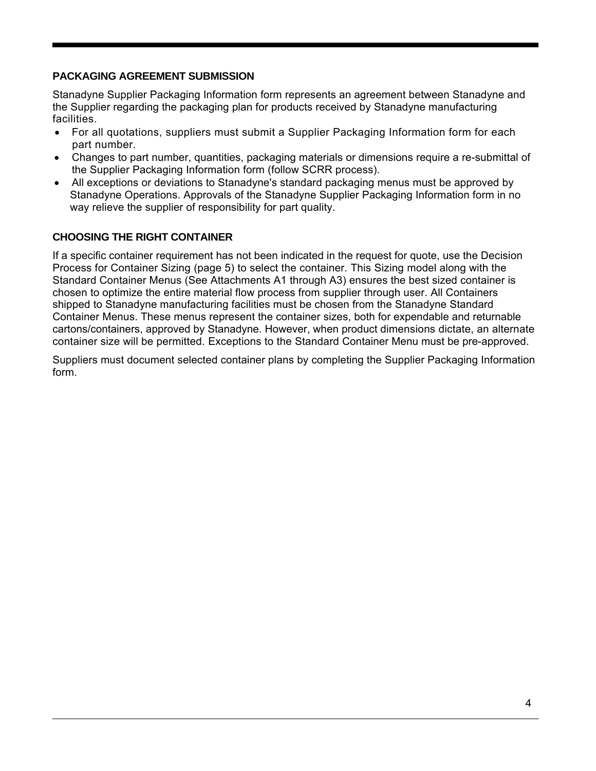## PACKAGING AGREEMENT SUBMISSION

Stanadyne Supplier Packaging Information form represents an agreement between Stanadyne and the Supplier regarding the packaging plan for products received by Stanadyne manufacturing facilities.

- For all quotations, suppliers must submit a Supplier Packaging Information form for each part number.
- Changes to part number, quantities, packaging materials or dimensions require a re-submittal of the Supplier Packaging Information form (follow SCRR process).
- All exceptions or deviations to Stanadyne's standard packaging menus must be approved by Stanadyne Operations. Approvals of the Stanadyne Supplier Packaging Information form in no way relieve the supplier of responsibility for part quality.

## CHOOSING THE RIGHT CONTAINER

If a specific container requirement has not been indicated in the request for quote, use the Decision Process for Container Sizing (page 5) to select the container. This Sizing model along with the Standard Container Menus (See Attachments A1 through A3) ensures the best sized container is chosen to optimize the entire material flow process from supplier through user. All Containers shipped to Stanadyne manufacturing facilities must be chosen from the Stanadyne Standard Container Menus. These menus represent the container sizes, both for expendable and returnable cartons/containers, approved by Stanadyne. However, when product dimensions dictate, an alternate container size will be permitted. Exceptions to the Standard Container Menu must be pre-approved.

Suppliers must document selected container plans by completing the Supplier Packaging Information form.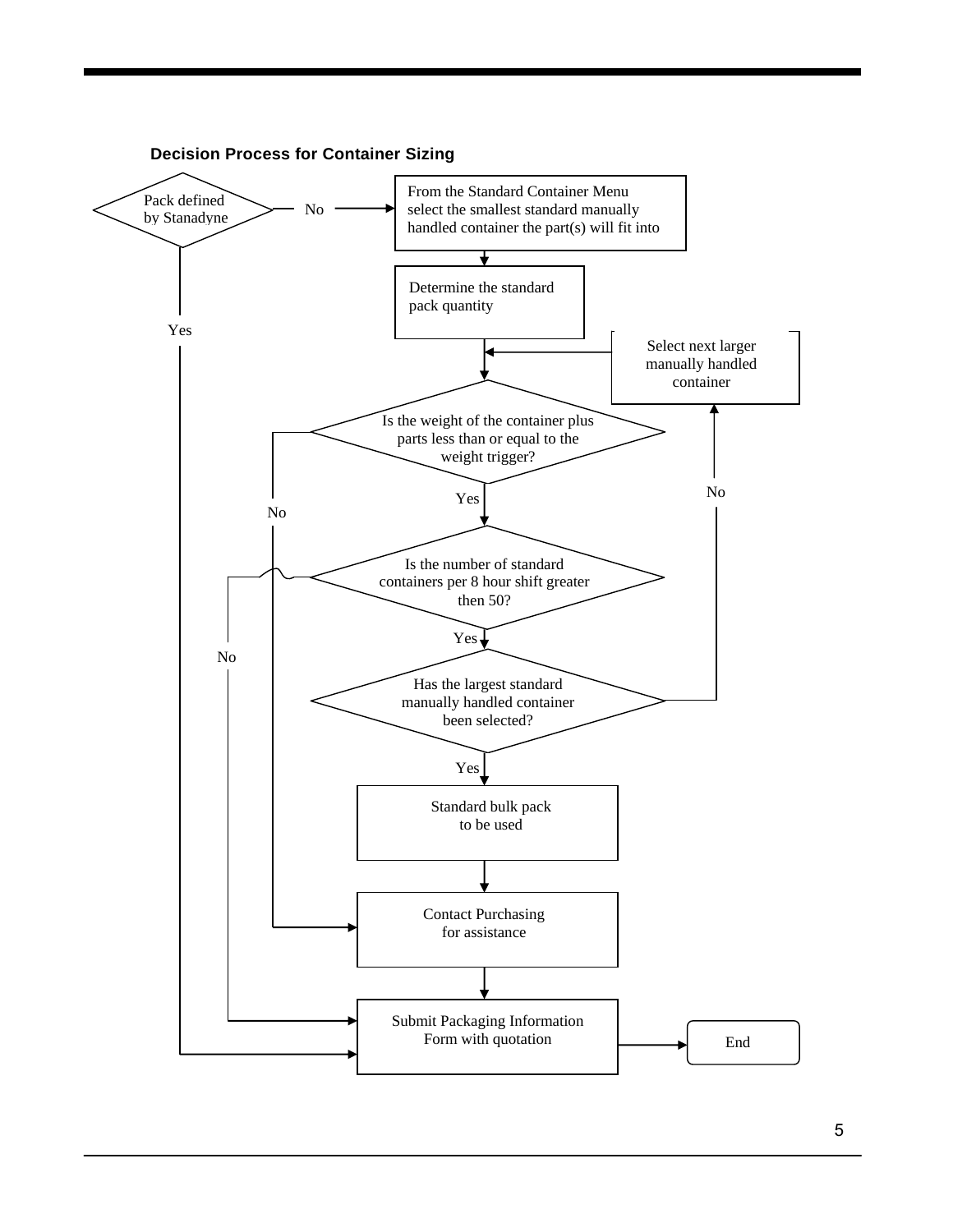### Decision Process for Container Sizing

- **Pack defined by Stanadyne?**
  - Yes → Submit Packaging Information Form with quotation
  - No → From the Standard Container Menu select the smallest standard manually handled container the part(s) will fit into
- Determine the standard pack quantity
- **Is the weight of the container plus parts less than or equal to the weight trigger?**
  - No → Contact Purchasing for assistance
  - Yes → next question
- **Is the number of standard containers per 8 hour shift greater then 50?**
  - No → Submit Packaging Information Form with quotation
  - Yes → next question
- **Has the largest standard manually handled container been selected?**
  - No → Select next larger manually handled container (return to weight question)
  - Yes → Standard bulk pack to be used
- Standard bulk pack to be used → Contact Purchasing for assistance
- Contact Purchasing for assistance → Submit Packaging Information Form with quotation
- Submit Packaging Information Form with quotation → End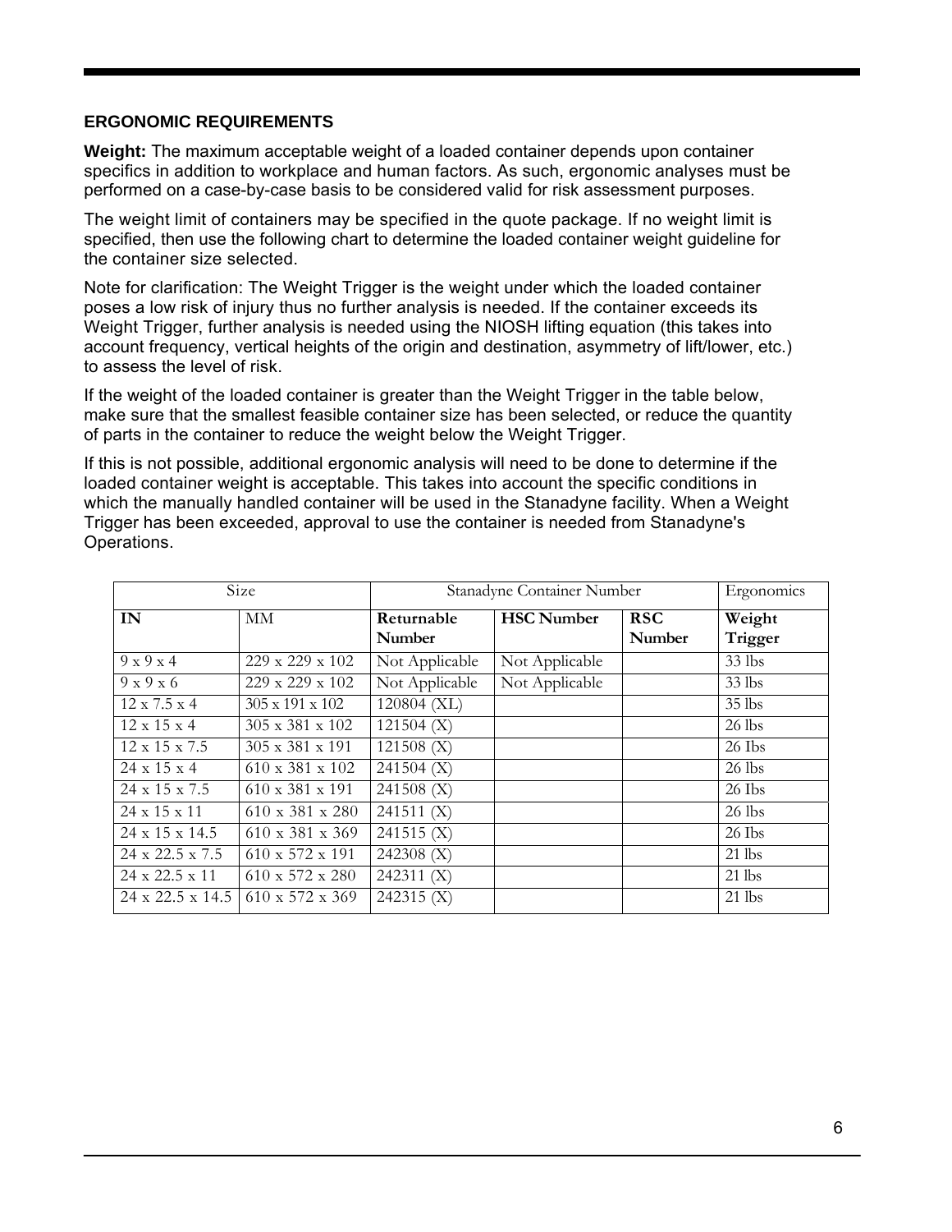## ERGONOMIC REQUIREMENTS

**Weight:** The maximum acceptable weight of a loaded container depends upon container specifics in addition to workplace and human factors. As such, ergonomic analyses must be performed on a case-by-case basis to be considered valid for risk assessment purposes.

The weight limit of containers may be specified in the quote package. If no weight limit is specified, then use the following chart to determine the loaded container weight guideline for the container size selected.

Note for clarification: The Weight Trigger is the weight under which the loaded container poses a low risk of injury thus no further analysis is needed. If the container exceeds its Weight Trigger, further analysis is needed using the NIOSH lifting equation (this takes into account frequency, vertical heights of the origin and destination, asymmetry of lift/lower, etc.) to assess the level of risk.

If the weight of the loaded container is greater than the Weight Trigger in the table below, make sure that the smallest feasible container size has been selected, or reduce the quantity of parts in the container to reduce the weight below the Weight Trigger.

If this is not possible, additional ergonomic analysis will need to be done to determine if the loaded container weight is acceptable. This takes into account the specific conditions in which the manually handled container will be used in the Stanadyne facility. When a Weight Trigger has been exceeded, approval to use the container is needed from Stanadyne's Operations.

| Size | | Stanadyne Container Number | | | Ergonomics |
|---|---|---|---|---|---|
| **IN** | MM | **Returnable Number** | **HSC Number** | **RSC Number** | **Weight Trigger** |
| 9 x 9 x 4 | 229 x 229 x 102 | Not Applicable | Not Applicable | | 33 lbs |
| 9 x 9 x 6 | 229 x 229 x 102 | Not Applicable | Not Applicable | | 33 lbs |
| 12 x 7.5 x 4 | 305 x 191 x 102 | 120804 (XL) | | | 35 lbs |
| 12 x 15 x 4 | 305 x 381 x 102 | 121504 (X) | | | 26 lbs |
| 12 x 15 x 7.5 | 305 x 381 x 191 | 121508 (X) | | | 26 Ibs |
| 24 x 15 x 4 | 610 x 381 x 102 | 241504 (X) | | | 26 lbs |
| 24 x 15 x 7.5 | 610 x 381 x 191 | 241508 (X) | | | 26 Ibs |
| 24 x 15 x 11 | 610 x 381 x 280 | 241511 (X) | | | 26 lbs |
| 24 x 15 x 14.5 | 610 x 381 x 369 | 241515 (X) | | | 26 Ibs |
| 24 x 22.5 x 7.5 | 610 x 572 x 191 | 242308 (X) | | | 21 lbs |
| 24 x 22.5 x 11 | 610 x 572 x 280 | 242311 (X) | | | 21 lbs |
| 24 x 22.5 x 14.5 | 610 x 572 x 369 | 242315 (X) | | | 21 lbs |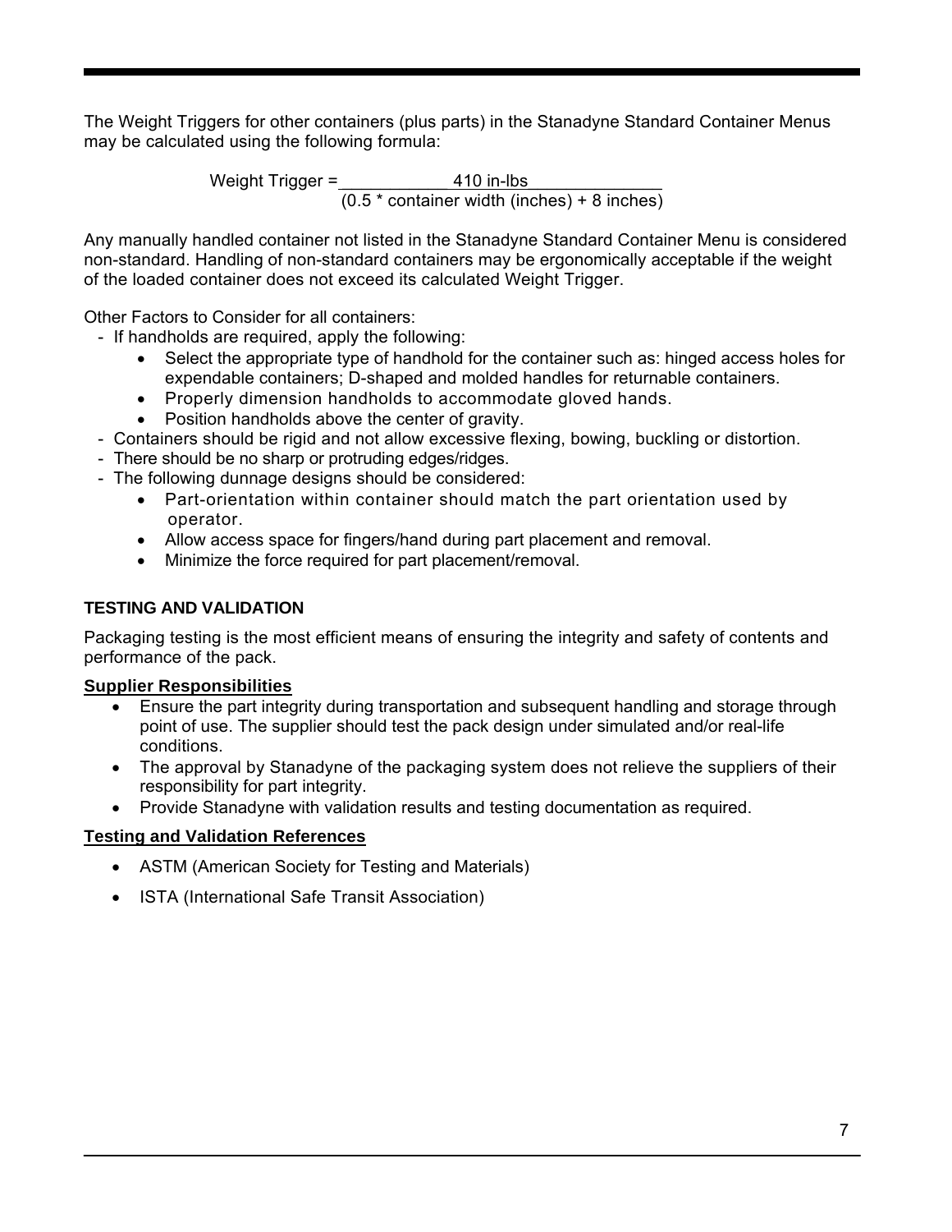The Weight Triggers for other containers (plus parts) in the Stanadyne Standard Container Menus may be calculated using the following formula:

$$\text{Weight Trigger} = \frac{410 \text{ in-lbs}}{(0.5 * \text{container width (inches)} + 8 \text{ inches})}$$

Any manually handled container not listed in the Stanadyne Standard Container Menu is considered non-standard. Handling of non-standard containers may be ergonomically acceptable if the weight of the loaded container does not exceed its calculated Weight Trigger.

Other Factors to Consider for all containers:

- If handholds are required, apply the following:
  - Select the appropriate type of handhold for the container such as: hinged access holes for expendable containers; D-shaped and molded handles for returnable containers.
  - Properly dimension handholds to accommodate gloved hands.
  - Position handholds above the center of gravity.
- Containers should be rigid and not allow excessive flexing, bowing, buckling or distortion.
- There should be no sharp or protruding edges/ridges.
- The following dunnage designs should be considered:
  - Part-orientation within container should match the part orientation used by operator.
  - Allow access space for fingers/hand during part placement and removal.
  - Minimize the force required for part placement/removal.

## TESTING AND VALIDATION

Packaging testing is the most efficient means of ensuring the integrity and safety of contents and performance of the pack.

### Supplier Responsibilities

- Ensure the part integrity during transportation and subsequent handling and storage through point of use. The supplier should test the pack design under simulated and/or real-life conditions.
- The approval by Stanadyne of the packaging system does not relieve the suppliers of their responsibility for part integrity.
- Provide Stanadyne with validation results and testing documentation as required.

### Testing and Validation References

- ASTM (American Society for Testing and Materials)
- ISTA (International Safe Transit Association)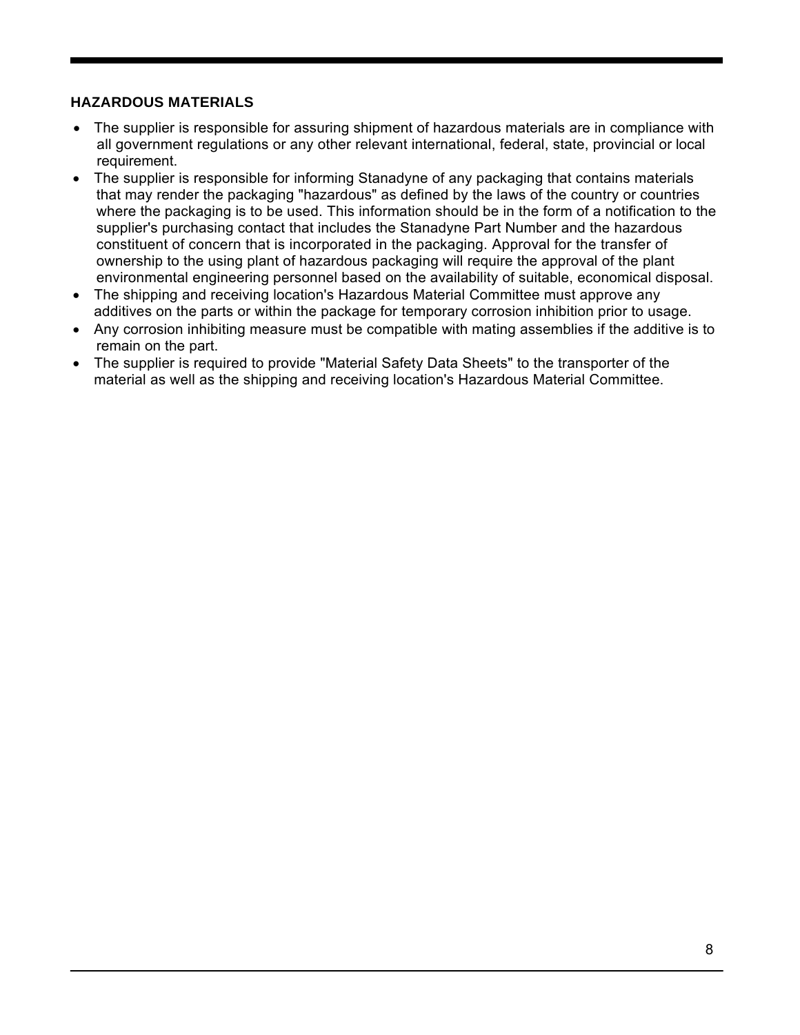### HAZARDOUS MATERIALS

- The supplier is responsible for assuring shipment of hazardous materials are in compliance with all government regulations or any other relevant international, federal, state, provincial or local requirement.
- The supplier is responsible for informing Stanadyne of any packaging that contains materials that may render the packaging "hazardous" as defined by the laws of the country or countries where the packaging is to be used. This information should be in the form of a notification to the supplier's purchasing contact that includes the Stanadyne Part Number and the hazardous constituent of concern that is incorporated in the packaging. Approval for the transfer of ownership to the using plant of hazardous packaging will require the approval of the plant environmental engineering personnel based on the availability of suitable, economical disposal.
- The shipping and receiving location's Hazardous Material Committee must approve any additives on the parts or within the package for temporary corrosion inhibition prior to usage.
- Any corrosion inhibiting measure must be compatible with mating assemblies if the additive is to remain on the part.
- The supplier is required to provide "Material Safety Data Sheets" to the transporter of the material as well as the shipping and receiving location's Hazardous Material Committee.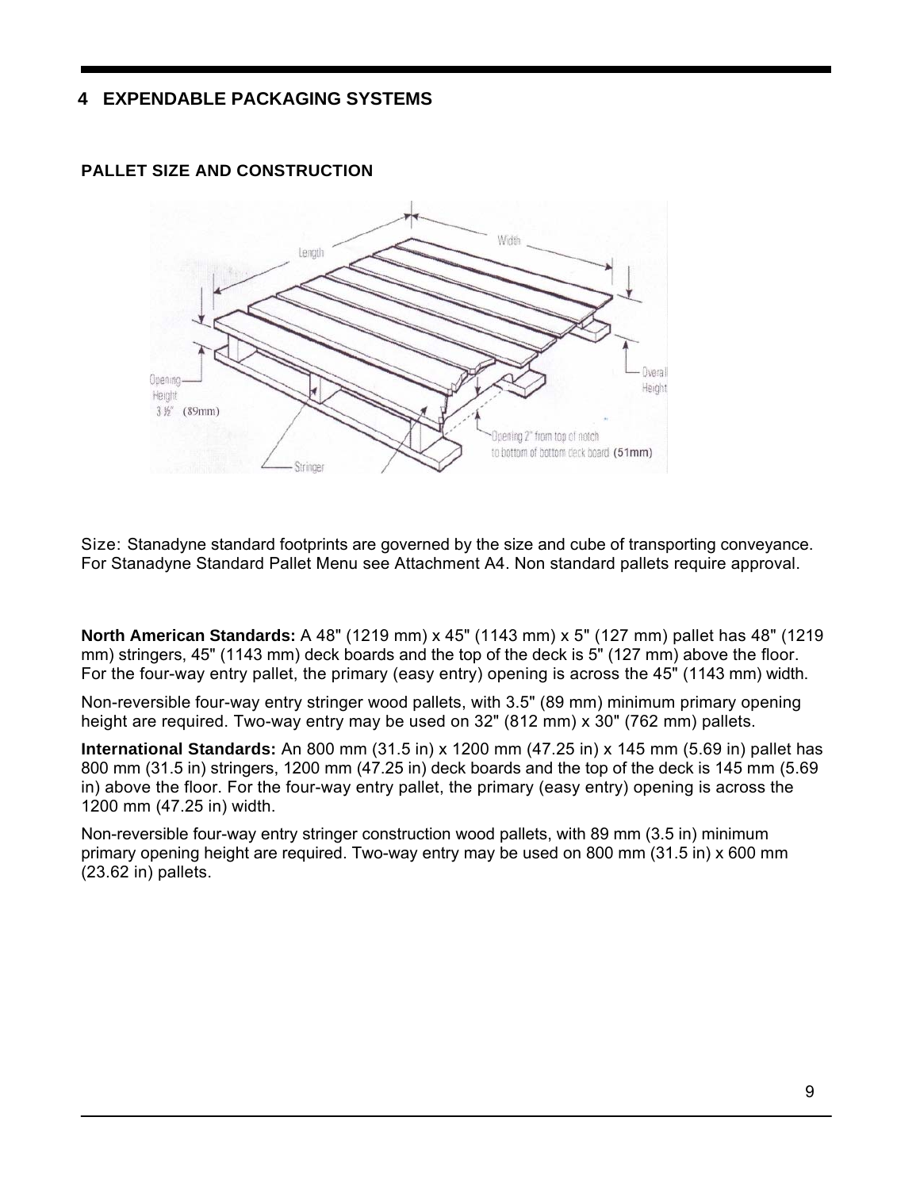# 4 EXPENDABLE PACKAGING SYSTEMS

## PALLET SIZE AND CONSTRUCTION

Size: Stanadyne standard footprints are governed by the size and cube of transporting conveyance. For Stanadyne Standard Pallet Menu see Attachment A4. Non standard pallets require approval.

**North American Standards:** A 48" (1219 mm) x 45" (1143 mm) x 5" (127 mm) pallet has 48" (1219 mm) stringers, 45" (1143 mm) deck boards and the top of the deck is 5" (127 mm) above the floor. For the four-way entry pallet, the primary (easy entry) opening is across the 45" (1143 mm) width.

Non-reversible four-way entry stringer wood pallets, with 3.5" (89 mm) minimum primary opening height are required. Two-way entry may be used on 32" (812 mm) x 30" (762 mm) pallets.

**International Standards:** An 800 mm (31.5 in) x 1200 mm (47.25 in) x 145 mm (5.69 in) pallet has 800 mm (31.5 in) stringers, 1200 mm (47.25 in) deck boards and the top of the deck is 145 mm (5.69 in) above the floor. For the four-way entry pallet, the primary (easy entry) opening is across the 1200 mm (47.25 in) width.

Non-reversible four-way entry stringer construction wood pallets, with 89 mm (3.5 in) minimum primary opening height are required. Two-way entry may be used on 800 mm (31.5 in) x 600 mm (23.62 in) pallets.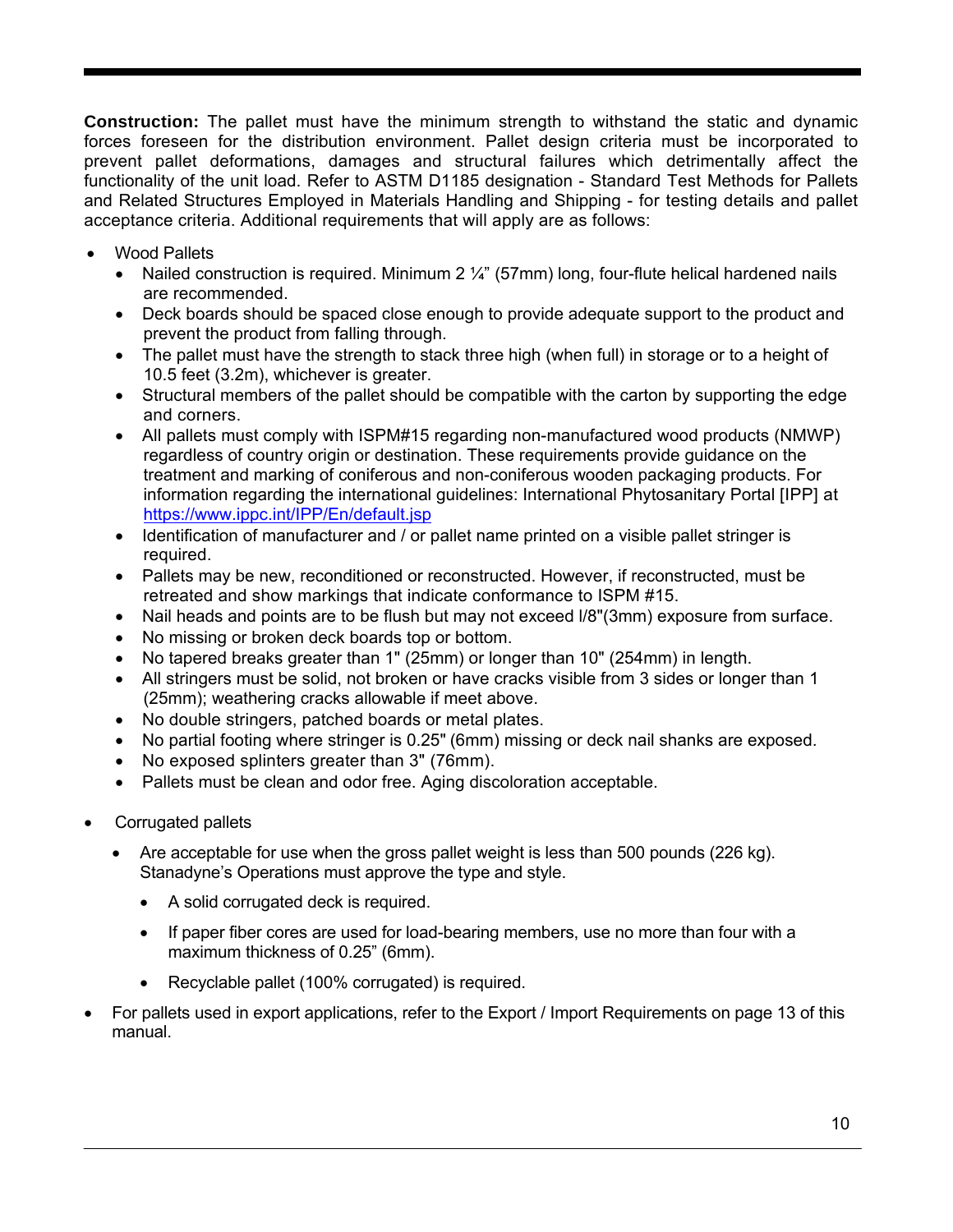**Construction:** The pallet must have the minimum strength to withstand the static and dynamic forces foreseen for the distribution environment. Pallet design criteria must be incorporated to prevent pallet deformations, damages and structural failures which detrimentally affect the functionality of the unit load. Refer to ASTM D1185 designation - Standard Test Methods for Pallets and Related Structures Employed in Materials Handling and Shipping - for testing details and pallet acceptance criteria. Additional requirements that will apply are as follows:

- Wood Pallets
  - Nailed construction is required. Minimum 2 ¼" (57mm) long, four-flute helical hardened nails are recommended.
  - Deck boards should be spaced close enough to provide adequate support to the product and prevent the product from falling through.
  - The pallet must have the strength to stack three high (when full) in storage or to a height of 10.5 feet (3.2m), whichever is greater.
  - Structural members of the pallet should be compatible with the carton by supporting the edge and corners.
  - All pallets must comply with ISPM#15 regarding non-manufactured wood products (NMWP) regardless of country origin or destination. These requirements provide guidance on the treatment and marking of coniferous and non-coniferous wooden packaging products. For information regarding the international guidelines: International Phytosanitary Portal [IPP] at https://www.ippc.int/IPP/En/default.jsp
  - Identification of manufacturer and / or pallet name printed on a visible pallet stringer is required.
  - Pallets may be new, reconditioned or reconstructed. However, if reconstructed, must be retreated and show markings that indicate conformance to ISPM #15.
  - Nail heads and points are to be flush but may not exceed l/8"(3mm) exposure from surface.
  - No missing or broken deck boards top or bottom.
  - No tapered breaks greater than 1" (25mm) or longer than 10" (254mm) in length.
  - All stringers must be solid, not broken or have cracks visible from 3 sides or longer than 1 (25mm); weathering cracks allowable if meet above.
  - No double stringers, patched boards or metal plates.
  - No partial footing where stringer is 0.25" (6mm) missing or deck nail shanks are exposed.
  - No exposed splinters greater than 3" (76mm).
  - Pallets must be clean and odor free. Aging discoloration acceptable.

- Corrugated pallets
  - Are acceptable for use when the gross pallet weight is less than 500 pounds (226 kg). Stanadyne's Operations must approve the type and style.
    - A solid corrugated deck is required.
    - If paper fiber cores are used for load-bearing members, use no more than four with a maximum thickness of 0.25" (6mm).
    - Recyclable pallet (100% corrugated) is required.

- For pallets used in export applications, refer to the Export / Import Requirements on page 13 of this manual.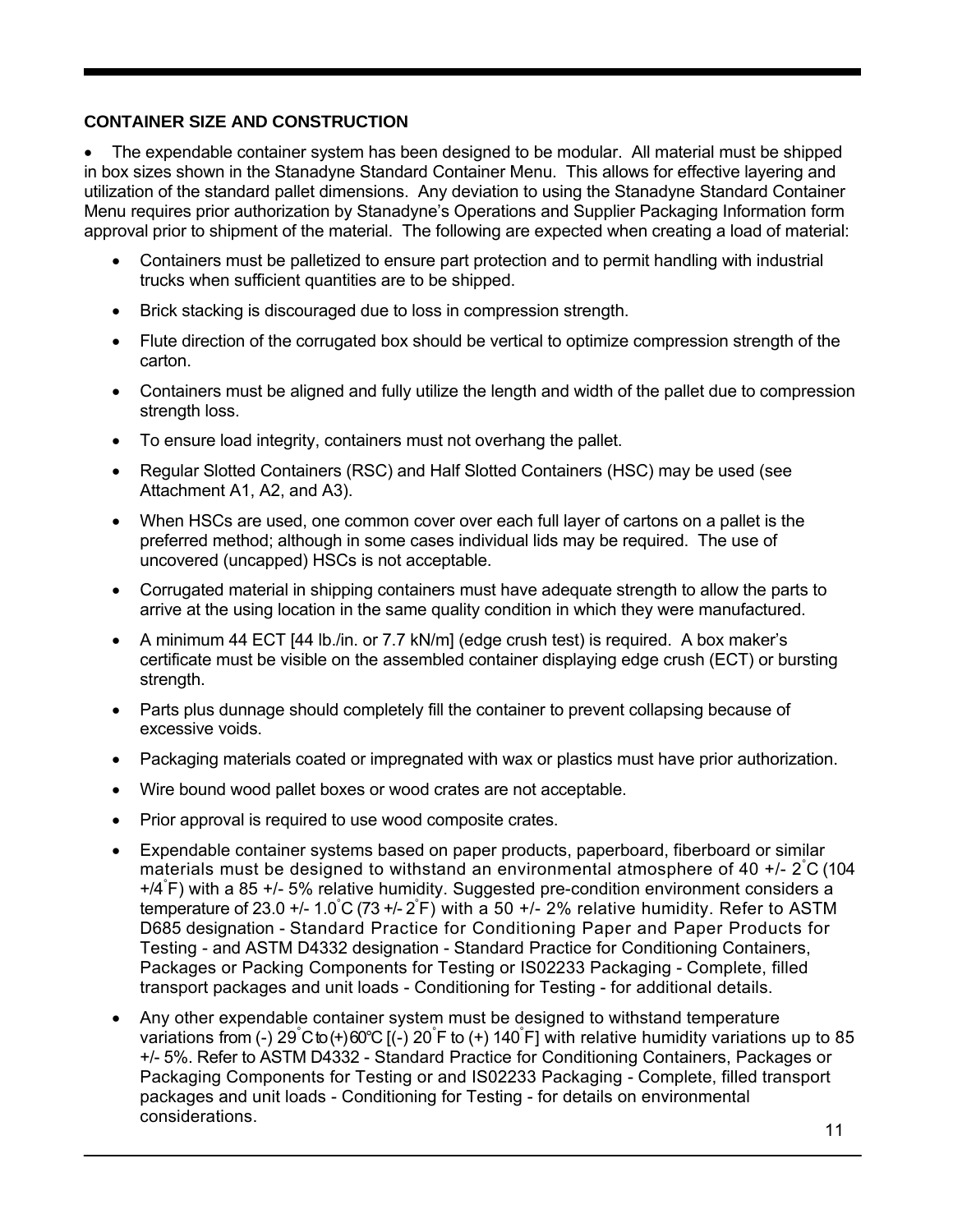**CONTAINER SIZE AND CONSTRUCTION**

- The expendable container system has been designed to be modular. All material must be shipped in box sizes shown in the Stanadyne Standard Container Menu. This allows for effective layering and utilization of the standard pallet dimensions. Any deviation to using the Stanadyne Standard Container Menu requires prior authorization by Stanadyne's Operations and Supplier Packaging Information form approval prior to shipment of the material. The following are expected when creating a load of material:
    - Containers must be palletized to ensure part protection and to permit handling with industrial trucks when sufficient quantities are to be shipped.
    - Brick stacking is discouraged due to loss in compression strength.
    - Flute direction of the corrugated box should be vertical to optimize compression strength of the carton.
    - Containers must be aligned and fully utilize the length and width of the pallet due to compression strength loss.
    - To ensure load integrity, containers must not overhang the pallet.
    - Regular Slotted Containers (RSC) and Half Slotted Containers (HSC) may be used (see Attachment A1, A2, and A3).
    - When HSCs are used, one common cover over each full layer of cartons on a pallet is the preferred method; although in some cases individual lids may be required. The use of uncovered (uncapped) HSCs is not acceptable.
    - Corrugated material in shipping containers must have adequate strength to allow the parts to arrive at the using location in the same quality condition in which they were manufactured.
    - A minimum 44 ECT [44 lb./in. or 7.7 kN/m] (edge crush test) is required. A box maker's certificate must be visible on the assembled container displaying edge crush (ECT) or bursting strength.
    - Parts plus dunnage should completely fill the container to prevent collapsing because of excessive voids.
    - Packaging materials coated or impregnated with wax or plastics must have prior authorization.
    - Wire bound wood pallet boxes or wood crates are not acceptable.
    - Prior approval is required to use wood composite crates.
    - Expendable container systems based on paper products, paperboard, fiberboard or similar materials must be designed to withstand an environmental atmosphere of 40 +/- 2°C (104 +/4°F) with a 85 +/- 5% relative humidity. Suggested pre-condition environment considers a temperature of 23.0 +/- 1.0°C (73 +/- 2°F) with a 50 +/- 2% relative humidity. Refer to ASTM D685 designation - Standard Practice for Conditioning Paper and Paper Products for Testing - and ASTM D4332 designation - Standard Practice for Conditioning Containers, Packages or Packing Components for Testing or IS02233 Packaging - Complete, filled transport packages and unit loads - Conditioning for Testing - for additional details.
    - Any other expendable container system must be designed to withstand temperature variations from (-) 29°C to (+) 60°C [(-) 20°F to (+) 140°F] with relative humidity variations up to 85 +/- 5%. Refer to ASTM D4332 - Standard Practice for Conditioning Containers, Packages or Packaging Components for Testing or and IS02233 Packaging - Complete, filled transport packages and unit loads - Conditioning for Testing - for details on environmental considerations.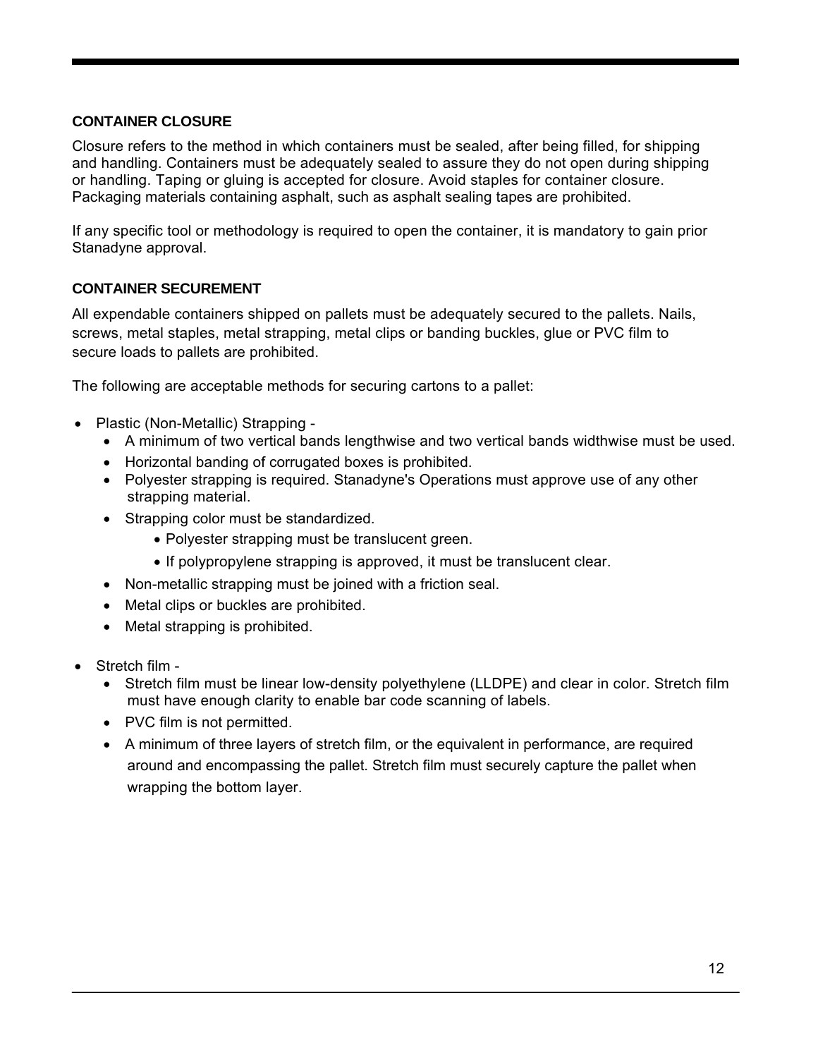### CONTAINER CLOSURE

Closure refers to the method in which containers must be sealed, after being filled, for shipping and handling. Containers must be adequately sealed to assure they do not open during shipping or handling. Taping or gluing is accepted for closure. Avoid staples for container closure. Packaging materials containing asphalt, such as asphalt sealing tapes are prohibited.

If any specific tool or methodology is required to open the container, it is mandatory to gain prior Stanadyne approval.

### CONTAINER SECUREMENT

All expendable containers shipped on pallets must be adequately secured to the pallets. Nails, screws, metal staples, metal strapping, metal clips or banding buckles, glue or PVC film to secure loads to pallets are prohibited.

The following are acceptable methods for securing cartons to a pallet:

- Plastic (Non-Metallic) Strapping -
  - A minimum of two vertical bands lengthwise and two vertical bands widthwise must be used.
  - Horizontal banding of corrugated boxes is prohibited.
  - Polyester strapping is required. Stanadyne's Operations must approve use of any other strapping material.
  - Strapping color must be standardized.
    - Polyester strapping must be translucent green.
    - If polypropylene strapping is approved, it must be translucent clear.
  - Non-metallic strapping must be joined with a friction seal.
  - Metal clips or buckles are prohibited.
  - Metal strapping is prohibited.

- Stretch film -
  - Stretch film must be linear low-density polyethylene (LLDPE) and clear in color. Stretch film must have enough clarity to enable bar code scanning of labels.
  - PVC film is not permitted.
  - A minimum of three layers of stretch film, or the equivalent in performance, are required around and encompassing the pallet. Stretch film must securely capture the pallet when wrapping the bottom layer.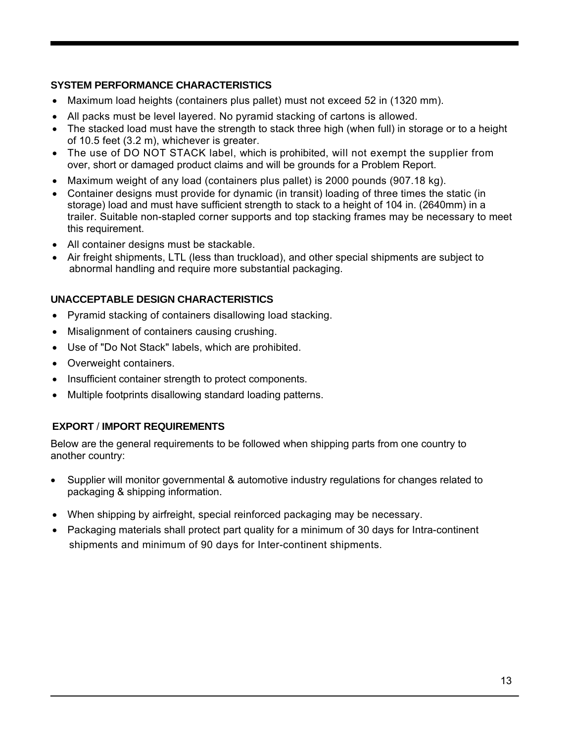### SYSTEM PERFORMANCE CHARACTERISTICS

- Maximum load heights (containers plus pallet) must not exceed 52 in (1320 mm).
- All packs must be level layered. No pyramid stacking of cartons is allowed.
- The stacked load must have the strength to stack three high (when full) in storage or to a height of 10.5 feet (3.2 m), whichever is greater.
- The use of DO NOT STACK label, which is prohibited, will not exempt the supplier from over, short or damaged product claims and will be grounds for a Problem Report.
- Maximum weight of any load (containers plus pallet) is 2000 pounds (907.18 kg).
- Container designs must provide for dynamic (in transit) loading of three times the static (in storage) load and must have sufficient strength to stack to a height of 104 in. (2640mm) in a trailer. Suitable non-stapled corner supports and top stacking frames may be necessary to meet this requirement.
- All container designs must be stackable.
- Air freight shipments, LTL (less than truckload), and other special shipments are subject to abnormal handling and require more substantial packaging.

### UNACCEPTABLE DESIGN CHARACTERISTICS

- Pyramid stacking of containers disallowing load stacking.
- Misalignment of containers causing crushing.
- Use of "Do Not Stack" labels, which are prohibited.
- Overweight containers.
- Insufficient container strength to protect components.
- Multiple footprints disallowing standard loading patterns.

### EXPORT / IMPORT REQUIREMENTS

Below are the general requirements to be followed when shipping parts from one country to another country:

- Supplier will monitor governmental & automotive industry regulations for changes related to packaging & shipping information.
- When shipping by airfreight, special reinforced packaging may be necessary.
- Packaging materials shall protect part quality for a minimum of 30 days for Intra-continent shipments and minimum of 90 days for Inter-continent shipments.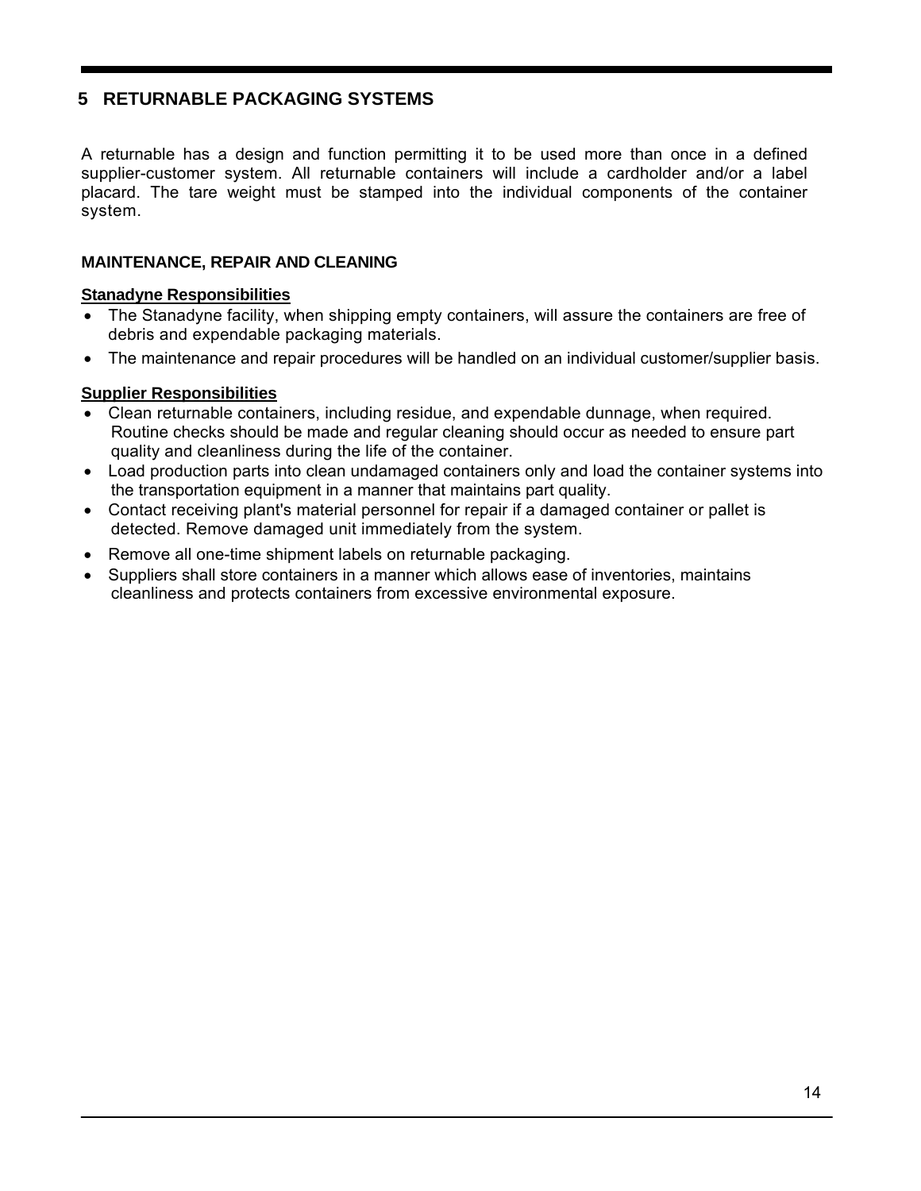# 5 RETURNABLE PACKAGING SYSTEMS

A returnable has a design and function permitting it to be used more than once in a defined supplier-customer system. All returnable containers will include a cardholder and/or a label placard. The tare weight must be stamped into the individual components of the container system.

### MAINTENANCE, REPAIR AND CLEANING

**Stanadyne Responsibilities**

- The Stanadyne facility, when shipping empty containers, will assure the containers are free of debris and expendable packaging materials.
- The maintenance and repair procedures will be handled on an individual customer/supplier basis.

**Supplier Responsibilities**

- Clean returnable containers, including residue, and expendable dunnage, when required. Routine checks should be made and regular cleaning should occur as needed to ensure part quality and cleanliness during the life of the container.
- Load production parts into clean undamaged containers only and load the container systems into the transportation equipment in a manner that maintains part quality.
- Contact receiving plant's material personnel for repair if a damaged container or pallet is detected. Remove damaged unit immediately from the system.
- Remove all one-time shipment labels on returnable packaging.
- Suppliers shall store containers in a manner which allows ease of inventories, maintains cleanliness and protects containers from excessive environmental exposure.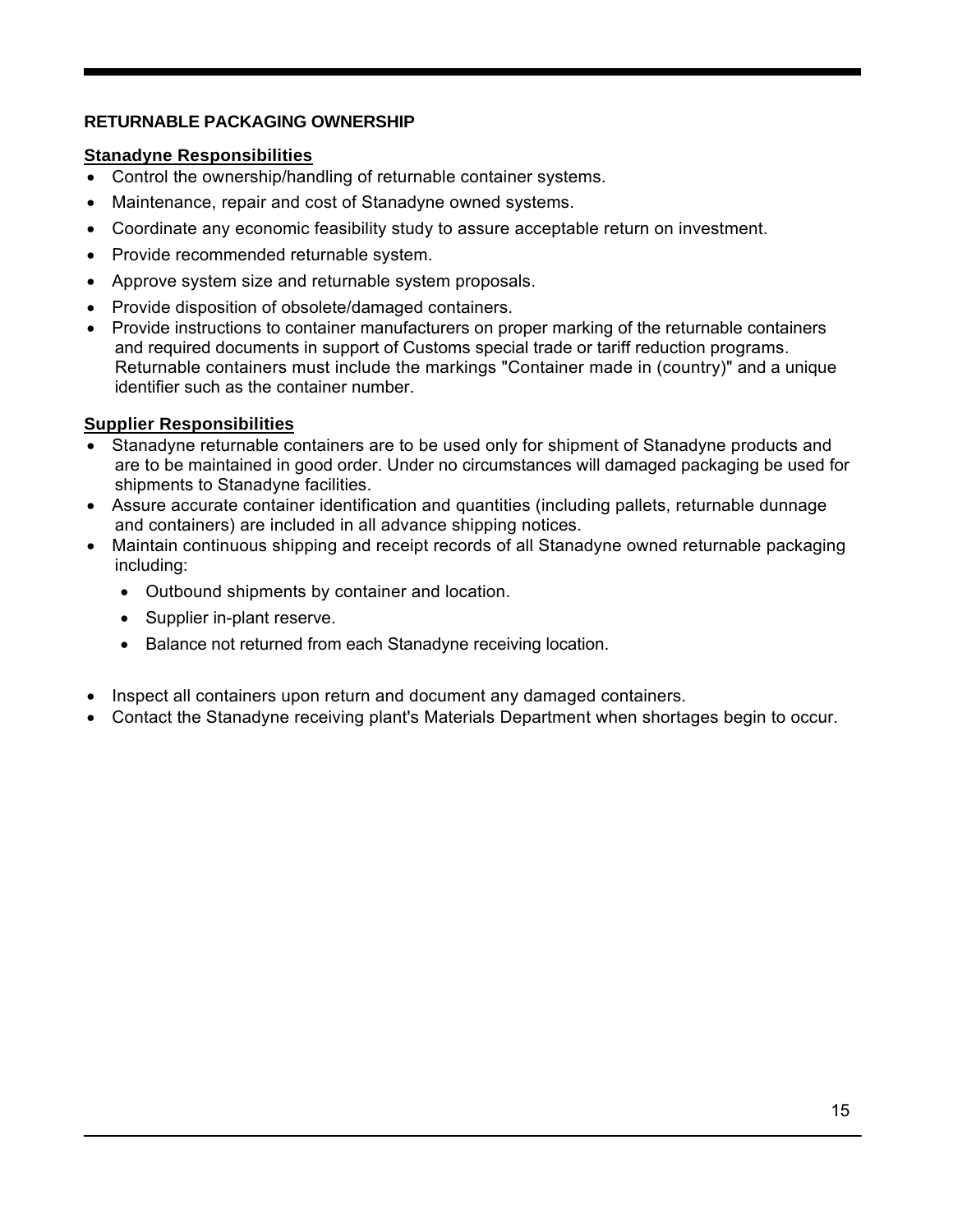## RETURNABLE PACKAGING OWNERSHIP

### Stanadyne Responsibilities

- Control the ownership/handling of returnable container systems.
- Maintenance, repair and cost of Stanadyne owned systems.
- Coordinate any economic feasibility study to assure acceptable return on investment.
- Provide recommended returnable system.
- Approve system size and returnable system proposals.
- Provide disposition of obsolete/damaged containers.
- Provide instructions to container manufacturers on proper marking of the returnable containers and required documents in support of Customs special trade or tariff reduction programs. Returnable containers must include the markings "Container made in (country)" and a unique identifier such as the container number.

### Supplier Responsibilities

- Stanadyne returnable containers are to be used only for shipment of Stanadyne products and are to be maintained in good order. Under no circumstances will damaged packaging be used for shipments to Stanadyne facilities.
- Assure accurate container identification and quantities (including pallets, returnable dunnage and containers) are included in all advance shipping notices.
- Maintain continuous shipping and receipt records of all Stanadyne owned returnable packaging including:
  - Outbound shipments by container and location.
  - Supplier in-plant reserve.
  - Balance not returned from each Stanadyne receiving location.
- Inspect all containers upon return and document any damaged containers.
- Contact the Stanadyne receiving plant's Materials Department when shortages begin to occur.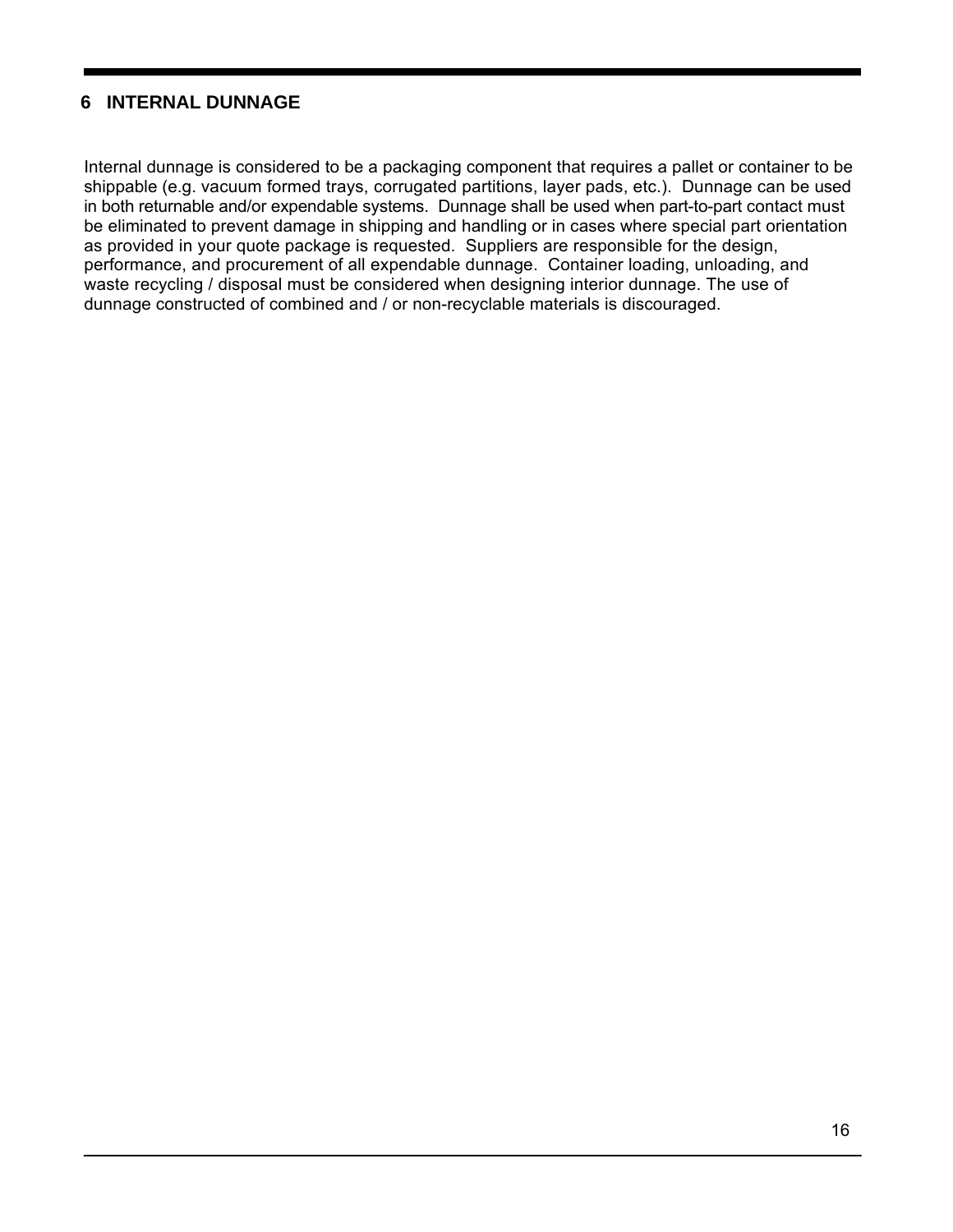# 6 INTERNAL DUNNAGE

Internal dunnage is considered to be a packaging component that requires a pallet or container to be shippable (e.g. vacuum formed trays, corrugated partitions, layer pads, etc.). Dunnage can be used in both returnable and/or expendable systems. Dunnage shall be used when part-to-part contact must be eliminated to prevent damage in shipping and handling or in cases where special part orientation as provided in your quote package is requested. Suppliers are responsible for the design, performance, and procurement of all expendable dunnage. Container loading, unloading, and waste recycling / disposal must be considered when designing interior dunnage. The use of dunnage constructed of combined and / or non-recyclable materials is discouraged.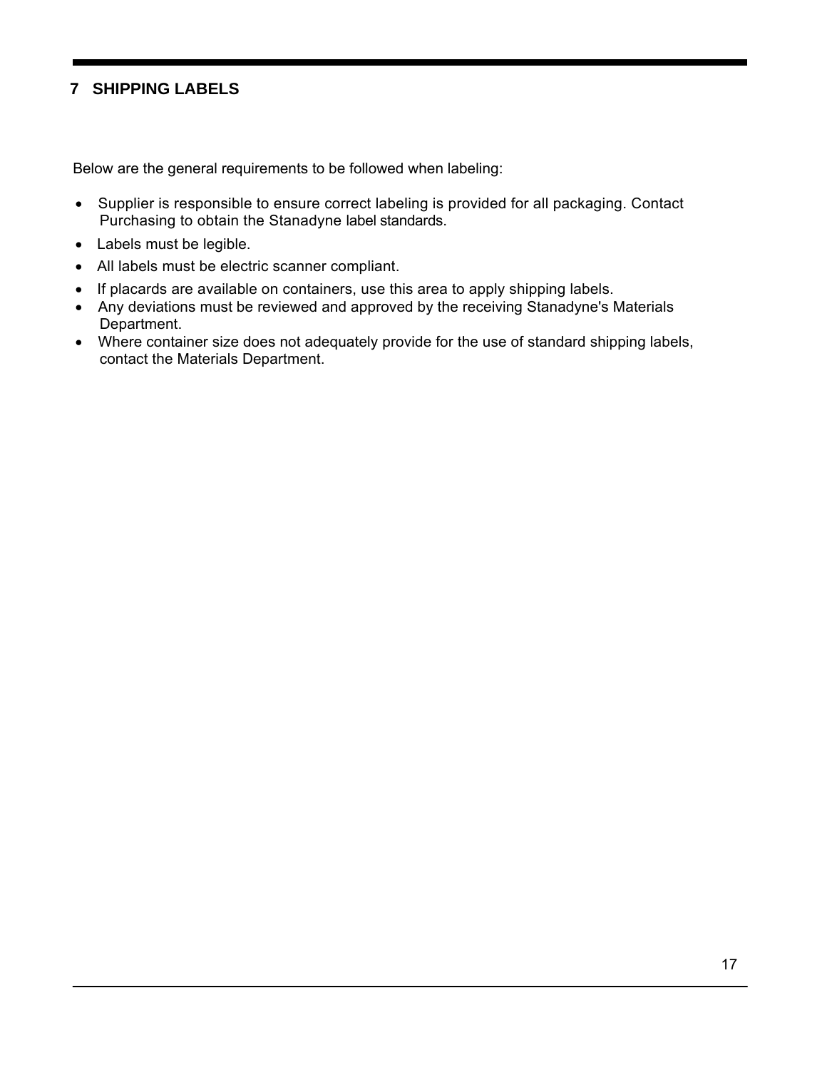## 7 SHIPPING LABELS

Below are the general requirements to be followed when labeling:

- Supplier is responsible to ensure correct labeling is provided for all packaging. Contact Purchasing to obtain the Stanadyne label standards.
- Labels must be legible.
- All labels must be electric scanner compliant.
- If placards are available on containers, use this area to apply shipping labels.
- Any deviations must be reviewed and approved by the receiving Stanadyne's Materials Department.
- Where container size does not adequately provide for the use of standard shipping labels, contact the Materials Department.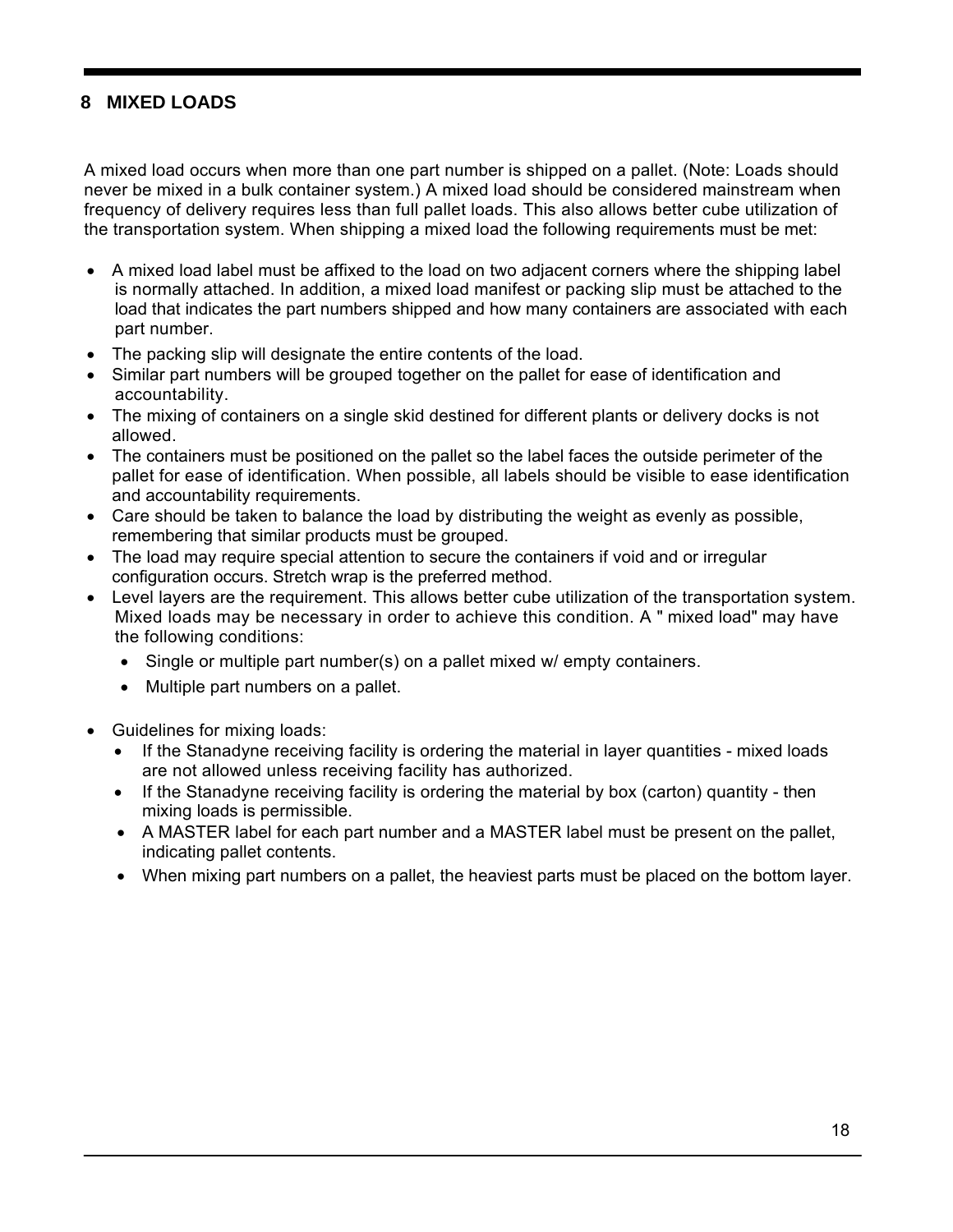## 8 MIXED LOADS

A mixed load occurs when more than one part number is shipped on a pallet. (Note: Loads should never be mixed in a bulk container system.) A mixed load should be considered mainstream when frequency of delivery requires less than full pallet loads. This also allows better cube utilization of the transportation system. When shipping a mixed load the following requirements must be met:

- A mixed load label must be affixed to the load on two adjacent corners where the shipping label is normally attached. In addition, a mixed load manifest or packing slip must be attached to the load that indicates the part numbers shipped and how many containers are associated with each part number.
- The packing slip will designate the entire contents of the load.
- Similar part numbers will be grouped together on the pallet for ease of identification and accountability.
- The mixing of containers on a single skid destined for different plants or delivery docks is not allowed.
- The containers must be positioned on the pallet so the label faces the outside perimeter of the pallet for ease of identification. When possible, all labels should be visible to ease identification and accountability requirements.
- Care should be taken to balance the load by distributing the weight as evenly as possible, remembering that similar products must be grouped.
- The load may require special attention to secure the containers if void and or irregular configuration occurs. Stretch wrap is the preferred method.
- Level layers are the requirement. This allows better cube utilization of the transportation system. Mixed loads may be necessary in order to achieve this condition. A " mixed load" may have the following conditions:
  - Single or multiple part number(s) on a pallet mixed w/ empty containers.
  - Multiple part numbers on a pallet.
- Guidelines for mixing loads:
  - If the Stanadyne receiving facility is ordering the material in layer quantities - mixed loads are not allowed unless receiving facility has authorized.
  - If the Stanadyne receiving facility is ordering the material by box (carton) quantity - then mixing loads is permissible.
  - A MASTER label for each part number and a MASTER label must be present on the pallet, indicating pallet contents.
  - When mixing part numbers on a pallet, the heaviest parts must be placed on the bottom layer.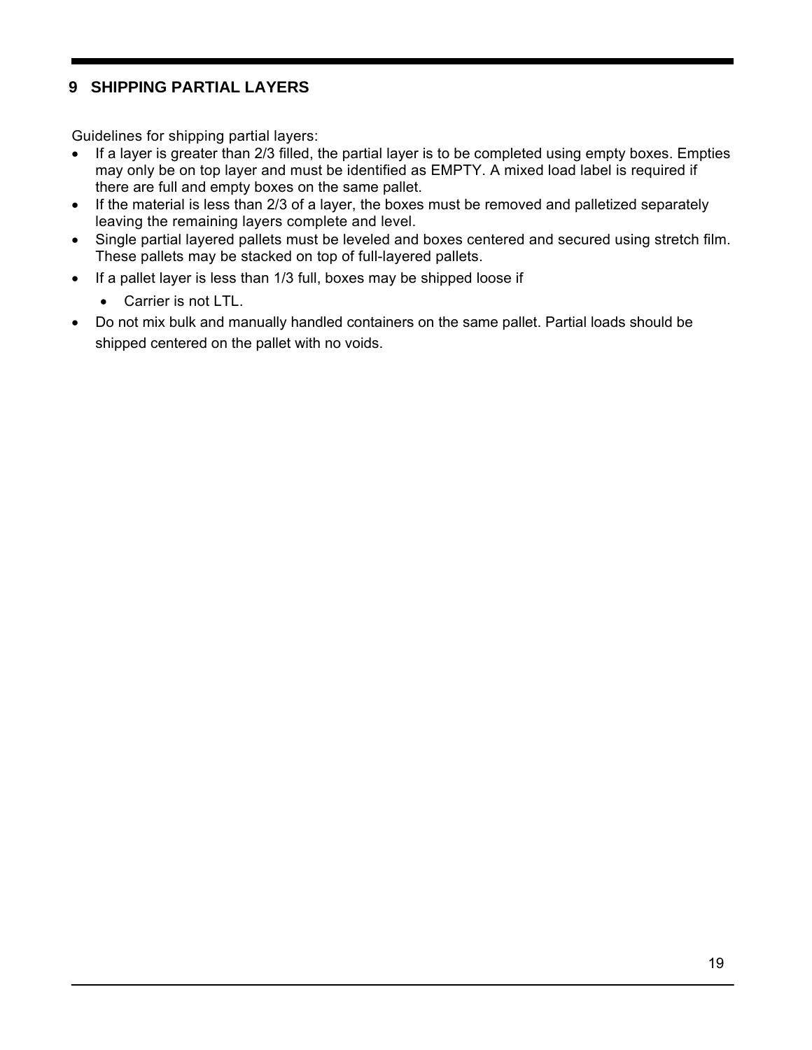# 9 SHIPPING PARTIAL LAYERS

Guidelines for shipping partial layers:

- If a layer is greater than 2/3 filled, the partial layer is to be completed using empty boxes. Empties may only be on top layer and must be identified as EMPTY. A mixed load label is required if there are full and empty boxes on the same pallet.
- If the material is less than 2/3 of a layer, the boxes must be removed and palletized separately leaving the remaining layers complete and level.
- Single partial layered pallets must be leveled and boxes centered and secured using stretch film. These pallets may be stacked on top of full-layered pallets.
- If a pallet layer is less than 1/3 full, boxes may be shipped loose if
  - Carrier is not LTL.
- Do not mix bulk and manually handled containers on the same pallet. Partial loads should be shipped centered on the pallet with no voids.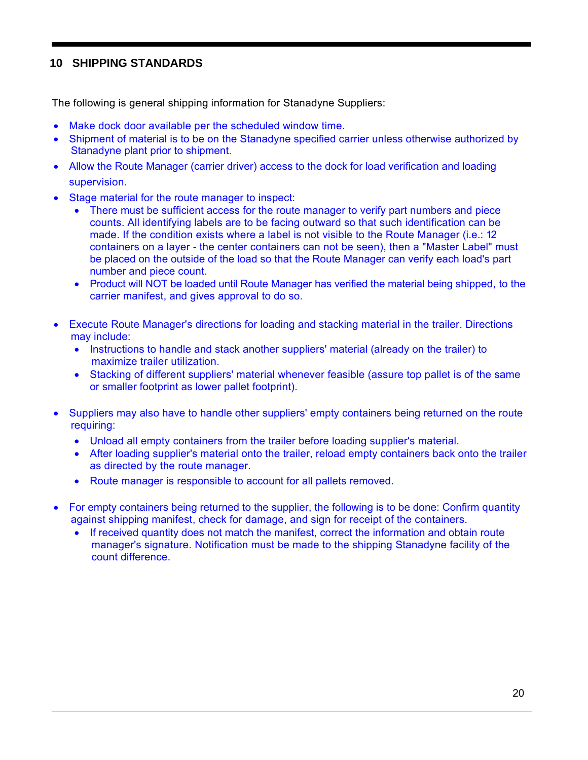## 10 SHIPPING STANDARDS

The following is general shipping information for Stanadyne Suppliers:

- Make dock door available per the scheduled window time.
- Shipment of material is to be on the Stanadyne specified carrier unless otherwise authorized by Stanadyne plant prior to shipment.
- Allow the Route Manager (carrier driver) access to the dock for load verification and loading supervision.
- Stage material for the route manager to inspect:
  - There must be sufficient access for the route manager to verify part numbers and piece counts. All identifying labels are to be facing outward so that such identification can be made. If the condition exists where a label is not visible to the Route Manager (i.e.: 12 containers on a layer - the center containers can not be seen), then a "Master Label" must be placed on the outside of the load so that the Route Manager can verify each load's part number and piece count.
  - Product will NOT be loaded until Route Manager has verified the material being shipped, to the carrier manifest, and gives approval to do so.

- Execute Route Manager's directions for loading and stacking material in the trailer. Directions may include:
  - Instructions to handle and stack another suppliers' material (already on the trailer) to maximize trailer utilization.
  - Stacking of different suppliers' material whenever feasible (assure top pallet is of the same or smaller footprint as lower pallet footprint).

- Suppliers may also have to handle other suppliers' empty containers being returned on the route requiring:
  - Unload all empty containers from the trailer before loading supplier's material.
  - After loading supplier's material onto the trailer, reload empty containers back onto the trailer as directed by the route manager.
  - Route manager is responsible to account for all pallets removed.

- For empty containers being returned to the supplier, the following is to be done: Confirm quantity against shipping manifest, check for damage, and sign for receipt of the containers.
  - If received quantity does not match the manifest, correct the information and obtain route manager's signature. Notification must be made to the shipping Stanadyne facility of the count difference.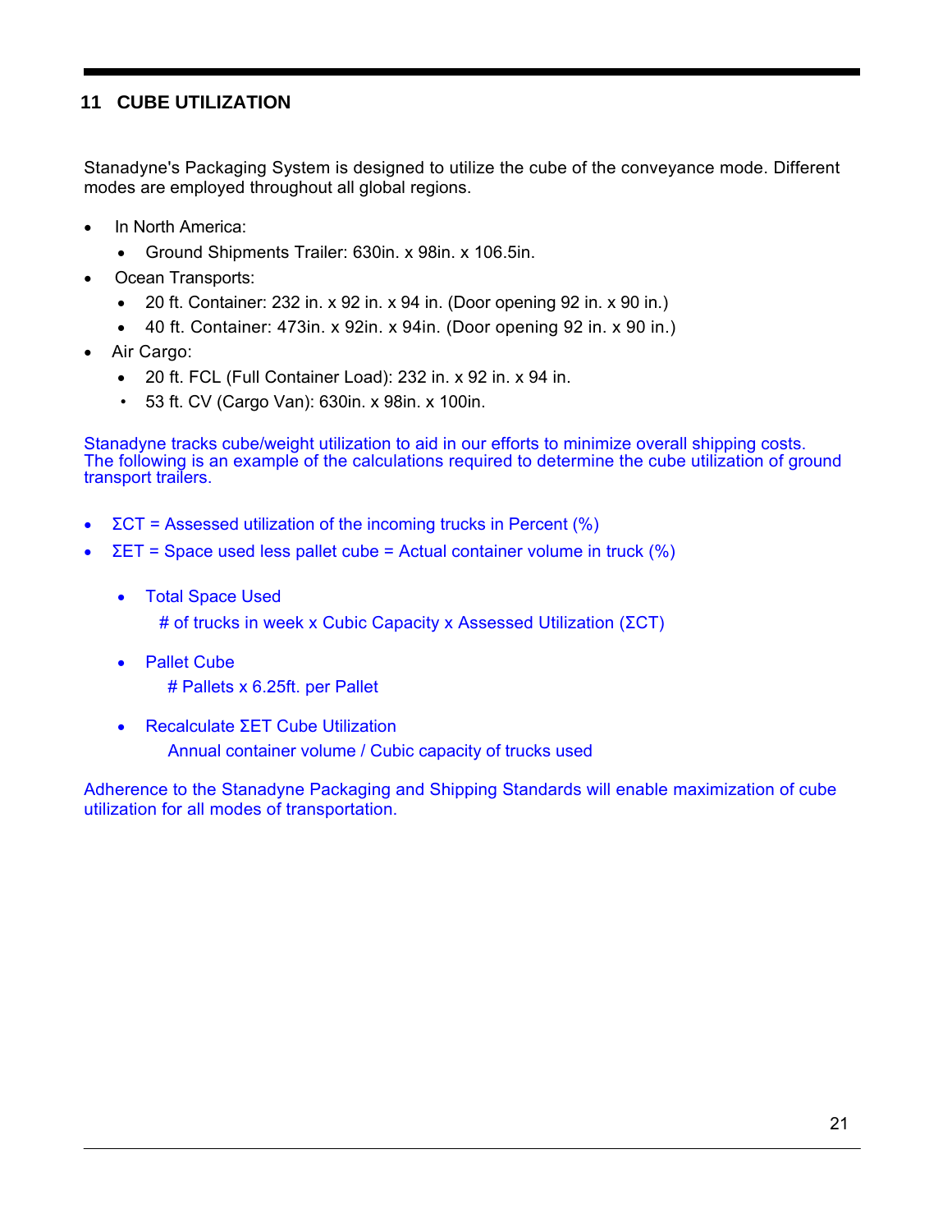## 11 CUBE UTILIZATION

Stanadyne's Packaging System is designed to utilize the cube of the conveyance mode. Different modes are employed throughout all global regions.

- In North America:
  - Ground Shipments Trailer: 630in. x 98in. x 106.5in.
- Ocean Transports:
  - 20 ft. Container: 232 in. x 92 in. x 94 in. (Door opening 92 in. x 90 in.)
  - 40 ft. Container: 473in. x 92in. x 94in. (Door opening 92 in. x 90 in.)
- Air Cargo:
  - 20 ft. FCL (Full Container Load): 232 in. x 92 in. x 94 in.
  - 53 ft. CV (Cargo Van): 630in. x 98in. x 100in.

Stanadyne tracks cube/weight utilization to aid in our efforts to minimize overall shipping costs. The following is an example of the calculations required to determine the cube utilization of ground transport trailers.

- ΣCT = Assessed utilization of the incoming trucks in Percent (%)
- ΣET = Space used less pallet cube = Actual container volume in truck (%)

  - Total Space Used
    
    # of trucks in week x Cubic Capacity x Assessed Utilization (ΣCT)

  - Pallet Cube
    
    # Pallets x 6.25ft. per Pallet

  - Recalculate ΣET Cube Utilization
    
    Annual container volume / Cubic capacity of trucks used

Adherence to the Stanadyne Packaging and Shipping Standards will enable maximization of cube utilization for all modes of transportation.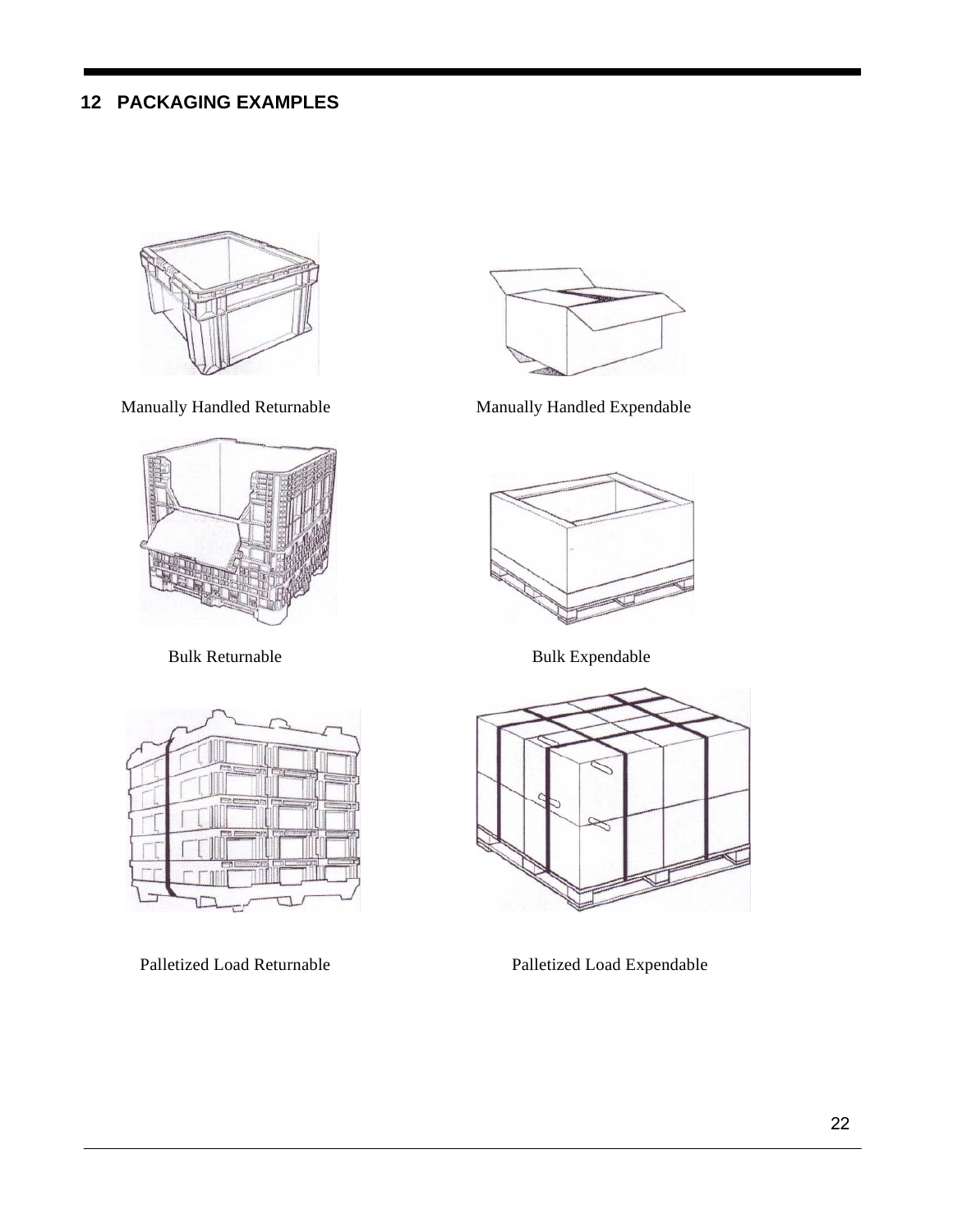## 12 PACKAGING EXAMPLES

Manually Handled Returnable

Manually Handled Expendable

Bulk Returnable

Bulk Expendable

Palletized Load Returnable

Palletized Load Expendable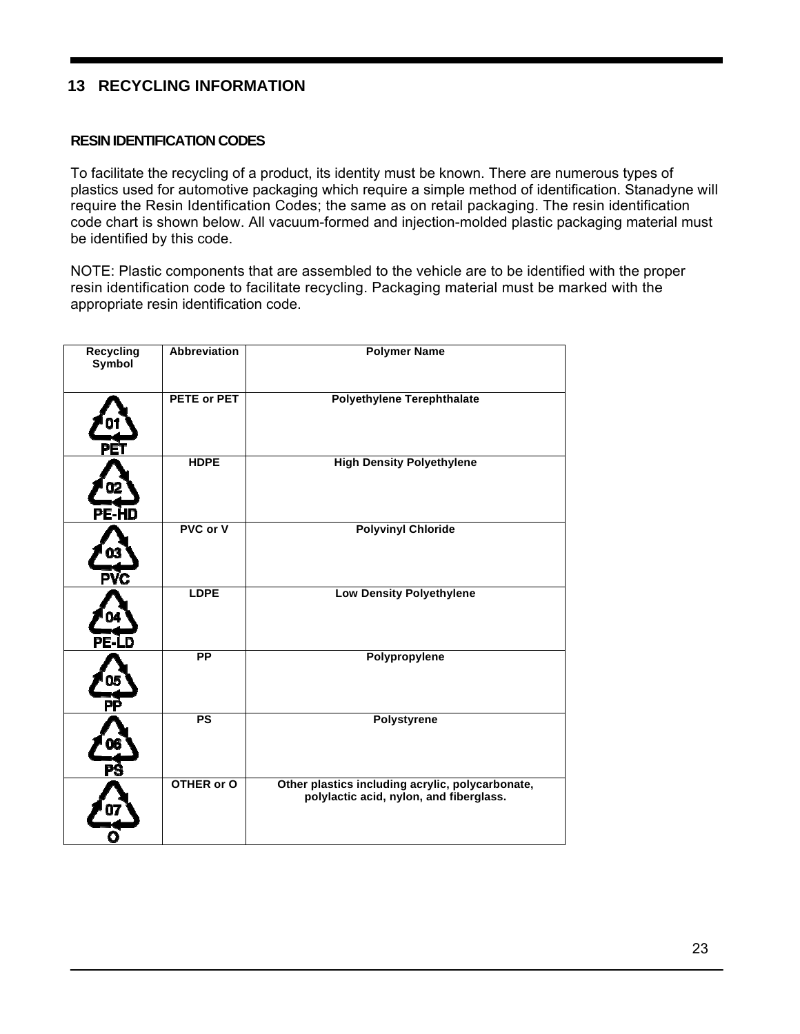## 13 RECYCLING INFORMATION

### RESIN IDENTIFICATION CODES

To facilitate the recycling of a product, its identity must be known. There are numerous types of plastics used for automotive packaging which require a simple method of identification. Stanadyne will require the Resin Identification Codes; the same as on retail packaging. The resin identification code chart is shown below. All vacuum-formed and injection-molded plastic packaging material must be identified by this code.

NOTE: Plastic components that are assembled to the vehicle are to be identified with the proper resin identification code to facilitate recycling. Packaging material must be marked with the appropriate resin identification code.

| Recycling Symbol | Abbreviation | Polymer Name |
|---|---|---|
| 01 PET | PETE or PET | Polyethylene Terephthalate |
| 02 PE-HD | HDPE | High Density Polyethylene |
| 03 PVC | PVC or V | Polyvinyl Chloride |
| 04 PE-LD | LDPE | Low Density Polyethylene |
| 05 PP | PP | Polypropylene |
| 06 PS | PS | Polystyrene |
| 07 O | OTHER or O | Other plastics including acrylic, polycarbonate, polylactic acid, nylon, and fiberglass. |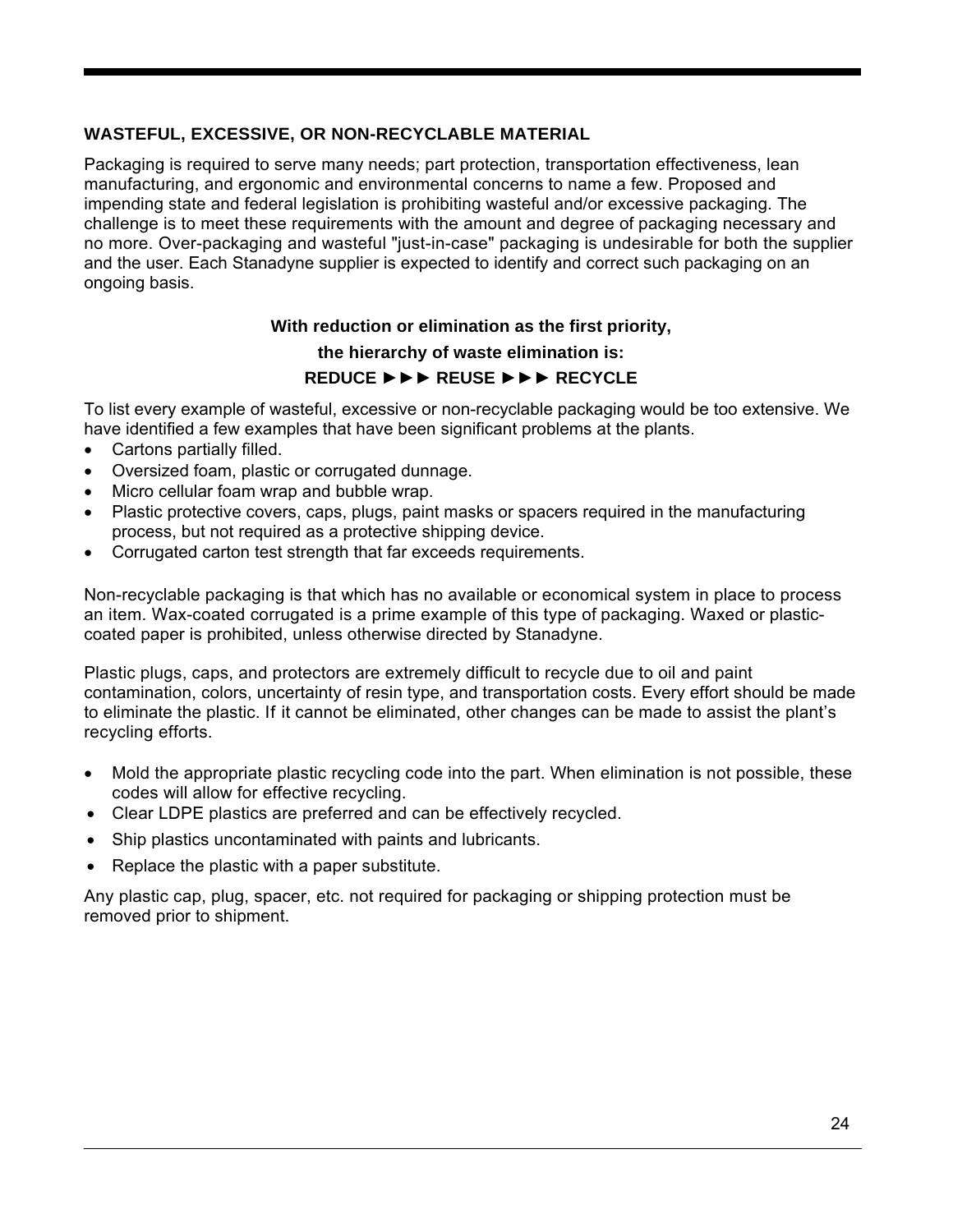## WASTEFUL, EXCESSIVE, OR NON-RECYCLABLE MATERIAL

Packaging is required to serve many needs; part protection, transportation effectiveness, lean manufacturing, and ergonomic and environmental concerns to name a few. Proposed and impending state and federal legislation is prohibiting wasteful and/or excessive packaging. The challenge is to meet these requirements with the amount and degree of packaging necessary and no more. Over-packaging and wasteful "just-in-case" packaging is undesirable for both the supplier and the user. Each Stanadyne supplier is expected to identify and correct such packaging on an ongoing basis.

**With reduction or elimination as the first priority,**

**the hierarchy of waste elimination is:**

**REDUCE ►►► REUSE ►►► RECYCLE**

To list every example of wasteful, excessive or non-recyclable packaging would be too extensive. We have identified a few examples that have been significant problems at the plants.

- Cartons partially filled.
- Oversized foam, plastic or corrugated dunnage.
- Micro cellular foam wrap and bubble wrap.
- Plastic protective covers, caps, plugs, paint masks or spacers required in the manufacturing process, but not required as a protective shipping device.
- Corrugated carton test strength that far exceeds requirements.

Non-recyclable packaging is that which has no available or economical system in place to process an item. Wax-coated corrugated is a prime example of this type of packaging. Waxed or plastic-coated paper is prohibited, unless otherwise directed by Stanadyne.

Plastic plugs, caps, and protectors are extremely difficult to recycle due to oil and paint contamination, colors, uncertainty of resin type, and transportation costs. Every effort should be made to eliminate the plastic. If it cannot be eliminated, other changes can be made to assist the plant's recycling efforts.

- Mold the appropriate plastic recycling code into the part. When elimination is not possible, these codes will allow for effective recycling.
- Clear LDPE plastics are preferred and can be effectively recycled.
- Ship plastics uncontaminated with paints and lubricants.
- Replace the plastic with a paper substitute.

Any plastic cap, plug, spacer, etc. not required for packaging or shipping protection must be removed prior to shipment.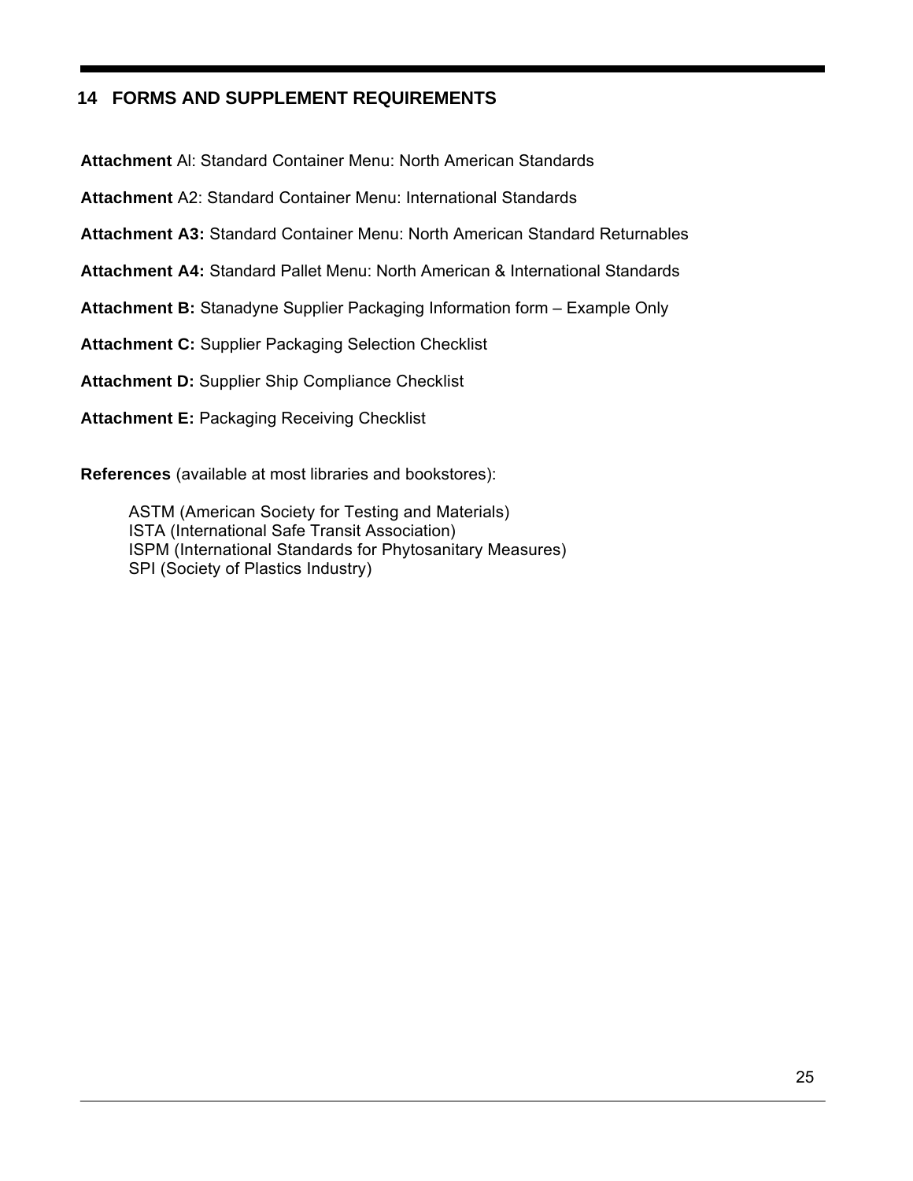## 14 FORMS AND SUPPLEMENT REQUIREMENTS

**Attachment** Al: Standard Container Menu: North American Standards

**Attachment** A2: Standard Container Menu: International Standards

**Attachment A3:** Standard Container Menu: North American Standard Returnables

**Attachment A4:** Standard Pallet Menu: North American & International Standards

**Attachment B:** Stanadyne Supplier Packaging Information form – Example Only

**Attachment C:** Supplier Packaging Selection Checklist

**Attachment D:** Supplier Ship Compliance Checklist

**Attachment E:** Packaging Receiving Checklist

**References** (available at most libraries and bookstores):

ASTM (American Society for Testing and Materials)
ISTA (International Safe Transit Association)
ISPM (International Standards for Phytosanitary Measures)
SPI (Society of Plastics Industry)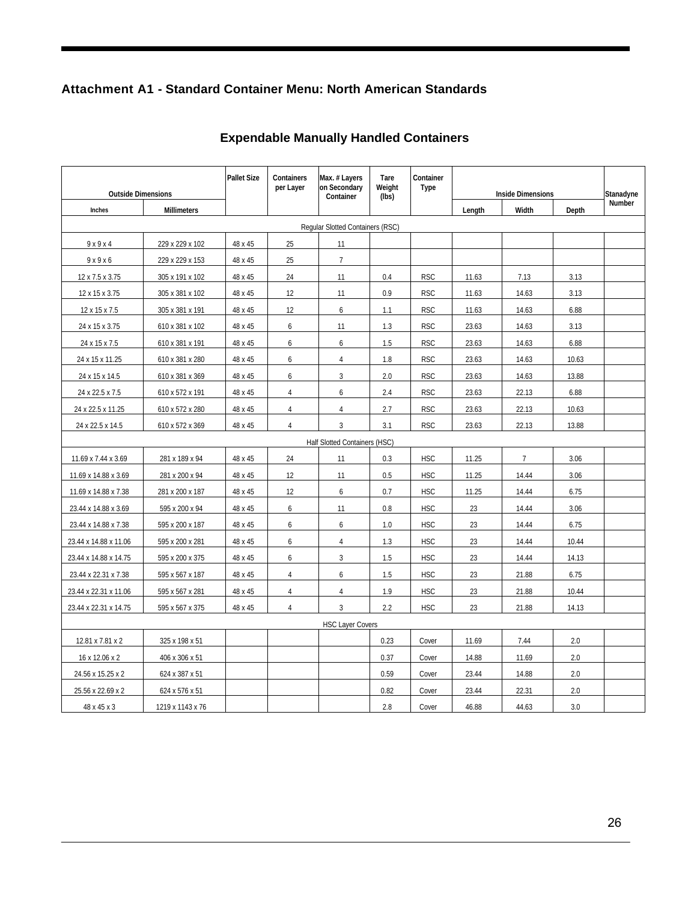## Attachment A1 - Standard Container Menu: North American Standards

### Expendable Manually Handled Containers

| Outside Dimensions | | Pallet Size | Containers per Layer | Max. # Layers on Secondary Container | Tare Weight (lbs) | Container Type | Inside Dimensions | | | Stanadyne Number |
|---|---|---|---|---|---|---|---|---|---|---|
| Inches | Millimeters | | | | | | Length | Width | Depth | |
| Regular Slotted Containers (RSC) | | | | | | | | | | |
| 9 x 9 x 4 | 229 x 229 x 102 | 48 x 45 | 25 | 11 | | | | | | |
| 9 x 9 x 6 | 229 x 229 x 153 | 48 x 45 | 25 | 7 | | | | | | |
| 12 x 7.5 x 3.75 | 305 x 191 x 102 | 48 x 45 | 24 | 11 | 0.4 | RSC | 11.63 | 7.13 | 3.13 | |
| 12 x 15 x 3.75 | 305 x 381 x 102 | 48 x 45 | 12 | 11 | 0.9 | RSC | 11.63 | 14.63 | 3.13 | |
| 12 x 15 x 7.5 | 305 x 381 x 191 | 48 x 45 | 12 | 6 | 1.1 | RSC | 11.63 | 14.63 | 6.88 | |
| 24 x 15 x 3.75 | 610 x 381 x 102 | 48 x 45 | 6 | 11 | 1.3 | RSC | 23.63 | 14.63 | 3.13 | |
| 24 x 15 x 7.5 | 610 x 381 x 191 | 48 x 45 | 6 | 6 | 1.5 | RSC | 23.63 | 14.63 | 6.88 | |
| 24 x 15 x 11.25 | 610 x 381 x 280 | 48 x 45 | 6 | 4 | 1.8 | RSC | 23.63 | 14.63 | 10.63 | |
| 24 x 15 x 14.5 | 610 x 381 x 369 | 48 x 45 | 6 | 3 | 2.0 | RSC | 23.63 | 14.63 | 13.88 | |
| 24 x 22.5 x 7.5 | 610 x 572 x 191 | 48 x 45 | 4 | 6 | 2.4 | RSC | 23.63 | 22.13 | 6.88 | |
| 24 x 22.5 x 11.25 | 610 x 572 x 280 | 48 x 45 | 4 | 4 | 2.7 | RSC | 23.63 | 22.13 | 10.63 | |
| 24 x 22.5 x 14.5 | 610 x 572 x 369 | 48 x 45 | 4 | 3 | 3.1 | RSC | 23.63 | 22.13 | 13.88 | |
| Half Slotted Containers (HSC) | | | | | | | | | | |
| 11.69 x 7.44 x 3.69 | 281 x 189 x 94 | 48 x 45 | 24 | 11 | 0.3 | HSC | 11.25 | 7 | 3.06 | |
| 11.69 x 14.88 x 3.69 | 281 x 200 x 94 | 48 x 45 | 12 | 11 | 0.5 | HSC | 11.25 | 14.44 | 3.06 | |
| 11.69 x 14.88 x 7.38 | 281 x 200 x 187 | 48 x 45 | 12 | 6 | 0.7 | HSC | 11.25 | 14.44 | 6.75 | |
| 23.44 x 14.88 x 3.69 | 595 x 200 x 94 | 48 x 45 | 6 | 11 | 0.8 | HSC | 23 | 14.44 | 3.06 | |
| 23.44 x 14.88 x 7.38 | 595 x 200 x 187 | 48 x 45 | 6 | 6 | 1.0 | HSC | 23 | 14.44 | 6.75 | |
| 23.44 x 14.88 x 11.06 | 595 x 200 x 281 | 48 x 45 | 6 | 4 | 1.3 | HSC | 23 | 14.44 | 10.44 | |
| 23.44 x 14.88 x 14.75 | 595 x 200 x 375 | 48 x 45 | 6 | 3 | 1.5 | HSC | 23 | 14.44 | 14.13 | |
| 23.44 x 22.31 x 7.38 | 595 x 567 x 187 | 48 x 45 | 4 | 6 | 1.5 | HSC | 23 | 21.88 | 6.75 | |
| 23.44 x 22.31 x 11.06 | 595 x 567 x 281 | 48 x 45 | 4 | 4 | 1.9 | HSC | 23 | 21.88 | 10.44 | |
| 23.44 x 22.31 x 14.75 | 595 x 567 x 375 | 48 x 45 | 4 | 3 | 2.2 | HSC | 23 | 21.88 | 14.13 | |
| HSC Layer Covers | | | | | | | | | | |
| 12.81 x 7.81 x 2 | 325 x 198 x 51 | | | | 0.23 | Cover | 11.69 | 7.44 | 2.0 | |
| 16 x 12.06 x 2 | 406 x 306 x 51 | | | | 0.37 | Cover | 14.88 | 11.69 | 2.0 | |
| 24.56 x 15.25 x 2 | 624 x 387 x 51 | | | | 0.59 | Cover | 23.44 | 14.88 | 2.0 | |
| 25.56 x 22.69 x 2 | 624 x 576 x 51 | | | | 0.82 | Cover | 23.44 | 22.31 | 2.0 | |
| 48 x 45 x 3 | 1219 x 1143 x 76 | | | | 2.8 | Cover | 46.88 | 44.63 | 3.0 | |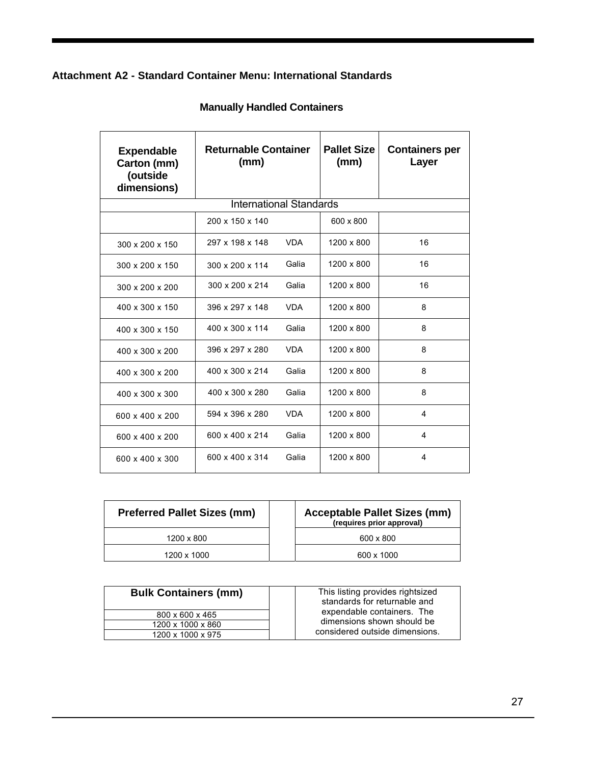## Attachment A2 - Standard Container Menu: International Standards

### Manually Handled Containers

| Expendable Carton (mm) (outside dimensions) | Returnable Container (mm) | | Pallet Size (mm) | Containers per Layer |
|---|---|---|---|---|
| International Standards | | | | |
| | 200 x 150 x 140 | | 600 x 800 | |
| 300 x 200 x 150 | 297 x 198 x 148 | VDA | 1200 x 800 | 16 |
| 300 x 200 x 150 | 300 x 200 x 114 | Galia | 1200 x 800 | 16 |
| 300 x 200 x 200 | 300 x 200 x 214 | Galia | 1200 x 800 | 16 |
| 400 x 300 x 150 | 396 x 297 x 148 | VDA | 1200 x 800 | 8 |
| 400 x 300 x 150 | 400 x 300 x 114 | Galia | 1200 x 800 | 8 |
| 400 x 300 x 200 | 396 x 297 x 280 | VDA | 1200 x 800 | 8 |
| 400 x 300 x 200 | 400 x 300 x 214 | Galia | 1200 x 800 | 8 |
| 400 x 300 x 300 | 400 x 300 x 280 | Galia | 1200 x 800 | 8 |
| 600 x 400 x 200 | 594 x 396 x 280 | VDA | 1200 x 800 | 4 |
| 600 x 400 x 200 | 600 x 400 x 214 | Galia | 1200 x 800 | 4 |
| 600 x 400 x 300 | 600 x 400 x 314 | Galia | 1200 x 800 | 4 |

| Preferred Pallet Sizes (mm) | Acceptable Pallet Sizes (mm) (requires prior approval) |
|---|---|
| 1200 x 800 | 600 x 800 |
| 1200 x 1000 | 600 x 1000 |

| Bulk Containers (mm) |
|---|
| 800 x 600 x 465 |
| 1200 x 1000 x 860 |
| 1200 x 1000 x 975 |

This listing provides rightsized standards for returnable and expendable containers. The dimensions shown should be considered outside dimensions.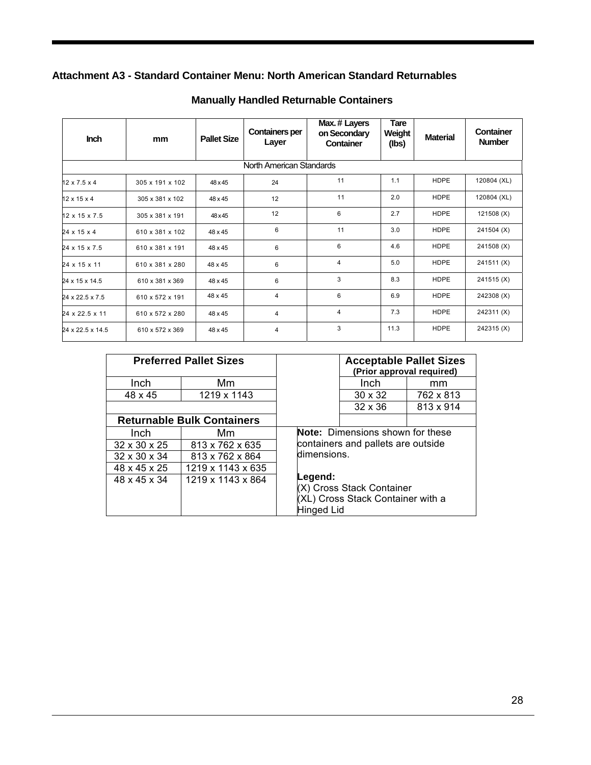### Attachment A3 - Standard Container Menu: North American Standard Returnables

#### Manually Handled Returnable Containers

| Inch | mm | Pallet Size | Containers per Layer | Max. # Layers on Secondary Container | Tare Weight (lbs) | Material | Container Number |
|---|---|---|---|---|---|---|---|
| North American Standards | | | | | | | |
| 12 x 7.5 x 4 | 305 x 191 x 102 | 48 x 45 | 24 | 11 | 1.1 | HDPE | 120804 (XL) |
| 12 x 15 x 4 | 305 x 381 x 102 | 48 x 45 | 12 | 11 | 2.0 | HDPE | 120804 (XL) |
| 12 x 15 x 7.5 | 305 x 381 x 191 | 48 x 45 | 12 | 6 | 2.7 | HDPE | 121508 (X) |
| 24 x 15 x 4 | 610 x 381 x 102 | 48 x 45 | 6 | 11 | 3.0 | HDPE | 241504 (X) |
| 24 x 15 x 7.5 | 610 x 381 x 191 | 48 x 45 | 6 | 6 | 4.6 | HDPE | 241508 (X) |
| 24 x 15 x 11 | 610 x 381 x 280 | 48 x 45 | 6 | 4 | 5.0 | HDPE | 241511 (X) |
| 24 x 15 x 14.5 | 610 x 381 x 369 | 48 x 45 | 6 | 3 | 8.3 | HDPE | 241515 (X) |
| 24 x 22.5 x 7.5 | 610 x 572 x 191 | 48 x 45 | 4 | 6 | 6.9 | HDPE | 242308 (X) |
| 24 x 22.5 x 11 | 610 x 572 x 280 | 48 x 45 | 4 | 4 | 7.3 | HDPE | 242311 (X) |
| 24 x 22.5 x 14.5 | 610 x 572 x 369 | 48 x 45 | 4 | 3 | 11.3 | HDPE | 242315 (X) |

| Preferred Pallet Sizes | |
|---|---|
| Inch | Mm |
| 48 x 45 | 1219 x 1143 |

| Acceptable Pallet Sizes (Prior approval required) | |
|---|---|
| Inch | mm |
| 30 x 32 | 762 x 813 |
| 32 x 36 | 813 x 914 |

| Returnable Bulk Containers | |
|---|---|
| Inch | Mm |
| 32 x 30 x 25 | 813 x 762 x 635 |
| 32 x 30 x 34 | 813 x 762 x 864 |
| 48 x 45 x 25 | 1219 x 1143 x 635 |
| 48 x 45 x 34 | 1219 x 1143 x 864 |

**Note:** Dimensions shown for these containers and pallets are outside dimensions.

**Legend:**
(X) Cross Stack Container
(XL) Cross Stack Container with a Hinged Lid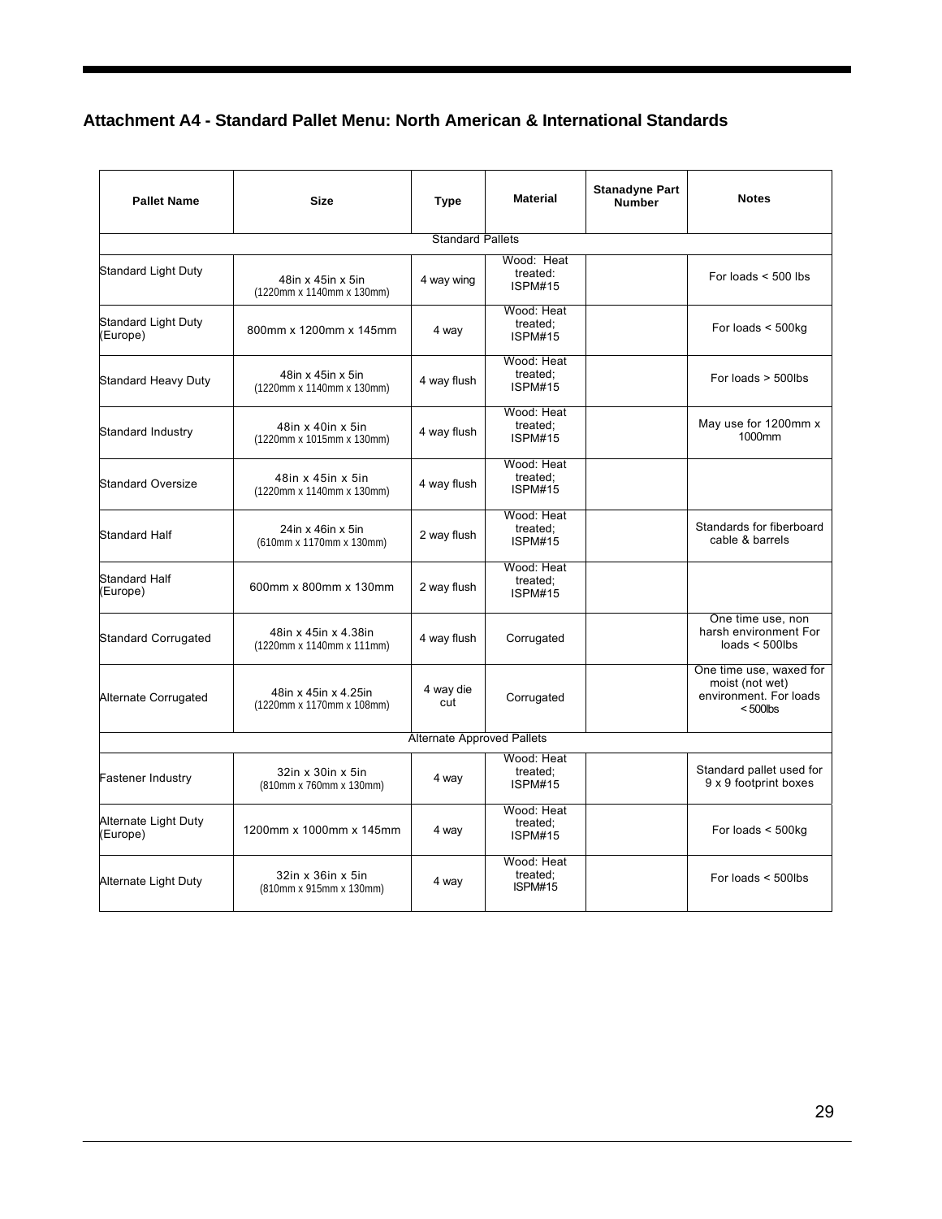### Attachment A4 - Standard Pallet Menu: North American & International Standards

| Pallet Name | Size | Type | Material | Stanadyne Part Number | Notes |
|---|---|---|---|---|---|
| Standard Pallets | | | | | |
| Standard Light Duty | 48in x 45in x 5in (1220mm x 1140mm x 130mm) | 4 way wing | Wood: Heat treated: ISPM#15 | | For loads < 500 lbs |
| Standard Light Duty (Europe) | 800mm x 1200mm x 145mm | 4 way | Wood: Heat treated; ISPM#15 | | For loads < 500kg |
| Standard Heavy Duty | 48in x 45in x 5in (1220mm x 1140mm x 130mm) | 4 way flush | Wood: Heat treated; ISPM#15 | | For loads > 500lbs |
| Standard Industry | 48in x 40in x 5in (1220mm x 1015mm x 130mm) | 4 way flush | Wood: Heat treated; ISPM#15 | | May use for 1200mm x 1000mm |
| Standard Oversize | 48in x 45in x 5in (1220mm x 1140mm x 130mm) | 4 way flush | Wood: Heat treated; ISPM#15 | | |
| Standard Half | 24in x 46in x 5in (610mm x 1170mm x 130mm) | 2 way flush | Wood: Heat treated; ISPM#15 | | Standards for fiberboard cable & barrels |
| Standard Half (Europe) | 600mm x 800mm x 130mm | 2 way flush | Wood: Heat treated; ISPM#15 | | |
| Standard Corrugated | 48in x 45in x 4.38in (1220mm x 1140mm x 111mm) | 4 way flush | Corrugated | | One time use, non harsh environment For loads < 500lbs |
| Alternate Corrugated | 48in x 45in x 4.25in (1220mm x 1170mm x 108mm) | 4 way die cut | Corrugated | | One time use, waxed for moist (not wet) environment. For loads < 500lbs |
| Alternate Approved Pallets | | | | | |
| Fastener Industry | 32in x 30in x 5in (810mm x 760mm x 130mm) | 4 way | Wood: Heat treated; ISPM#15 | | Standard pallet used for 9 x 9 footprint boxes |
| Alternate Light Duty (Europe) | 1200mm x 1000mm x 145mm | 4 way | Wood: Heat treated; ISPM#15 | | For loads < 500kg |
| Alternate Light Duty | 32in x 36in x 5in (810mm x 915mm x 130mm) | 4 way | Wood: Heat treated; ISPM#15 | | For loads < 500lbs |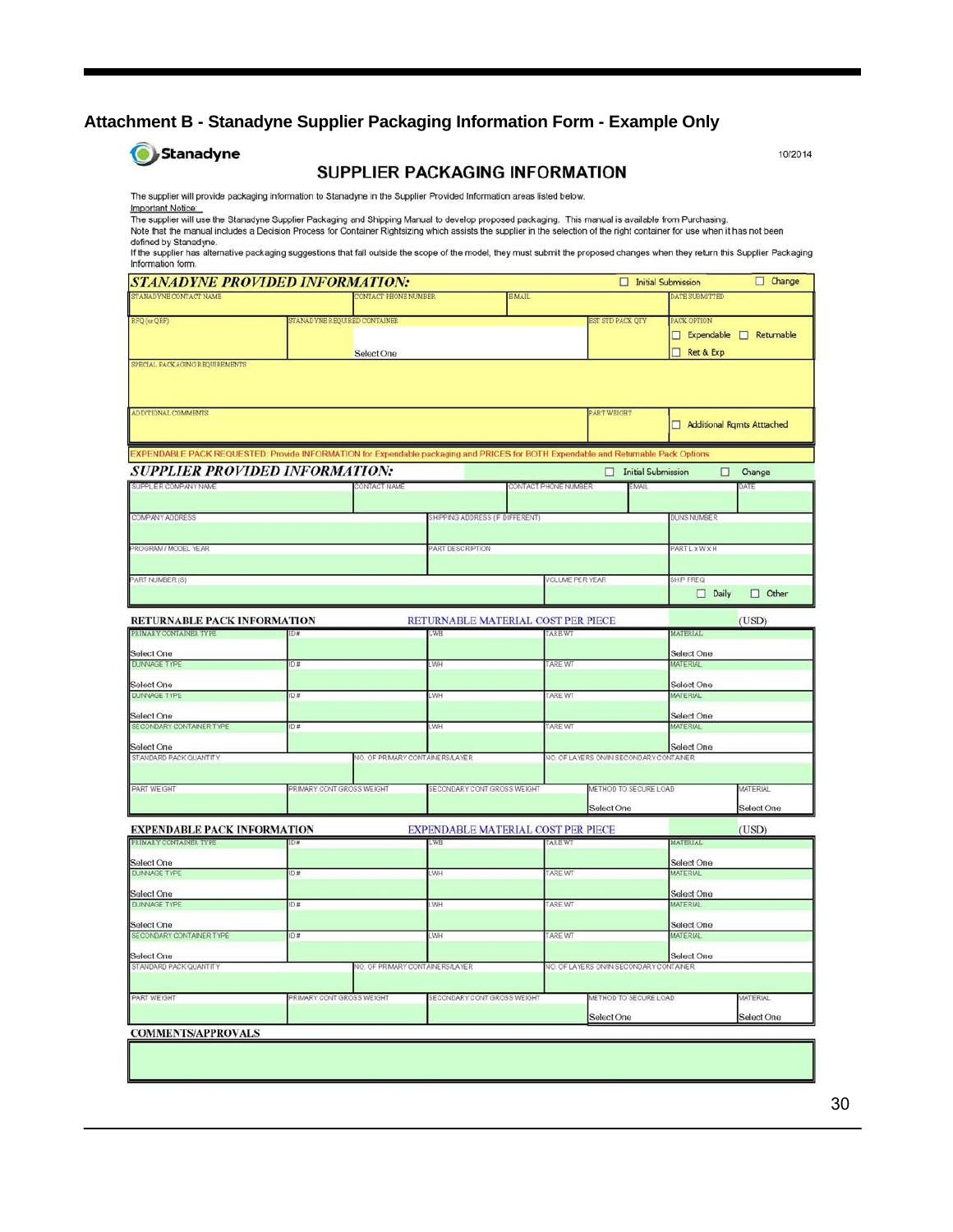## Attachment B - Stanadyne Supplier Packaging Information Form - Example Only

Stanadyne

10/2014

### SUPPLIER PACKAGING INFORMATION

The supplier will provide packaging information to Stanadyne in the Supplier Provided Information areas listed below.

Important Notice:

The supplier will use the Stanadyne Supplier Packaging and Shipping Manual to develop proposed packaging. This manual is available from Purchasing.
Note that the manual includes a Decision Process for Container Rightsizing which assists the supplier in the selection of the right container for use when it has not been defined by Stanadyne.
If the supplier has alternative packaging suggestions that fall outside the scope of the model, they must submit the proposed changes when they return this Supplier Packaging Information form.

**STANADYNE PROVIDED INFORMATION:** ☐ Initial Submission ☐ Change

| STANADYNE CONTACT NAME | CONTACT PHONE NUMBER | EMAIL | DATE SUBMITTED |
|---|---|---|---|
| | | | |

| RFQ (or QSF) | STANADYNE REQUIRED CONTAINER | EST STD PACK QTY | PACK OPTION |
|---|---|---|---|
| | Select One | | ☐ Expendable ☐ Returnable ☐ Ret & Exp |

| SPECIAL PACKAGING REQUIREMENTS |
|---|
| |

| ADDITIONAL COMMENTS | PART WEIGHT | |
|---|---|---|
| | | ☐ Additional Rqmts Attached |

EXPENDABLE PACK REQUESTED: Provide INFORMATION for Expendable packaging and PRICES for BOTH Expendable and Returnable Pack Options

**SUPPLIER PROVIDED INFORMATION:** ☐ Initial Submission ☐ Change

| SUPPLIER COMPANY NAME | CONTACT NAME | CONTACT PHONE NUMBER | EMAIL | DATE |
|---|---|---|---|---|
| | | | | |

| COMPANY ADDRESS | SHIPPING ADDRESS (IF DIFFERENT) | DUNS NUMBER |
|---|---|---|
| | | |

| PROGRAM / MODEL YEAR | PART DESCRIPTION | PART L x W x H |
|---|---|---|
| | | |

| PART NUMBER (S) | VOLUME PER YEAR | SHIP FREQ |
|---|---|---|
| | | ☐ Daily ☐ Other |

**RETURNABLE PACK INFORMATION** — RETURNABLE MATERIAL COST PER PIECE ____ (USD)

| PRIMARY CONTAINER TYPE | ID # | LWH | TARE WT | MATERIAL |
|---|---|---|---|---|
| Select One | | | | Select One |
| DUNNAGE TYPE: Select One | | | | Select One |
| DUNNAGE TYPE: Select One | | | | Select One |
| SECONDARY CONTAINER TYPE: Select One | | | | Select One |

| STANDARD PACK QUANTITY | NO. OF PRIMARY CONTAINERS/LAYER | NO. OF LAYERS ON/IN SECONDARY CONTAINER |
|---|---|---|
| | | |

| PART WEIGHT | PRIMARY CONT GROSS WEIGHT | SECONDARY CONT GROSS WEIGHT | METHOD TO SECURE LOAD | MATERIAL |
|---|---|---|---|---|
| | | | Select One | Select One |

**EXPENDABLE PACK INFORMATION** — EXPENDABLE MATERIAL COST PER PIECE ____ (USD)

| PRIMARY CONTAINER TYPE | ID # | LWH | TARE WT | MATERIAL |
|---|---|---|---|---|
| Select One | | | | Select One |
| DUNNAGE TYPE: Select One | | | | Select One |
| DUNNAGE TYPE: Select One | | | | Select One |
| SECONDARY CONTAINER TYPE: Select One | | | | Select One |

| STANDARD PACK QUANTITY | NO. OF PRIMARY CONTAINERS/LAYER | NO. OF LAYERS ON/IN SECONDARY CONTAINER |
|---|---|---|
| | | |

| PART WEIGHT | PRIMARY CONT GROSS WEIGHT | SECONDARY CONT GROSS WEIGHT | METHOD TO SECURE LOAD | MATERIAL |
|---|---|---|---|---|
| | | | Select One | Select One |

**COMMENTS/APPROVALS**

| |
|---|
| |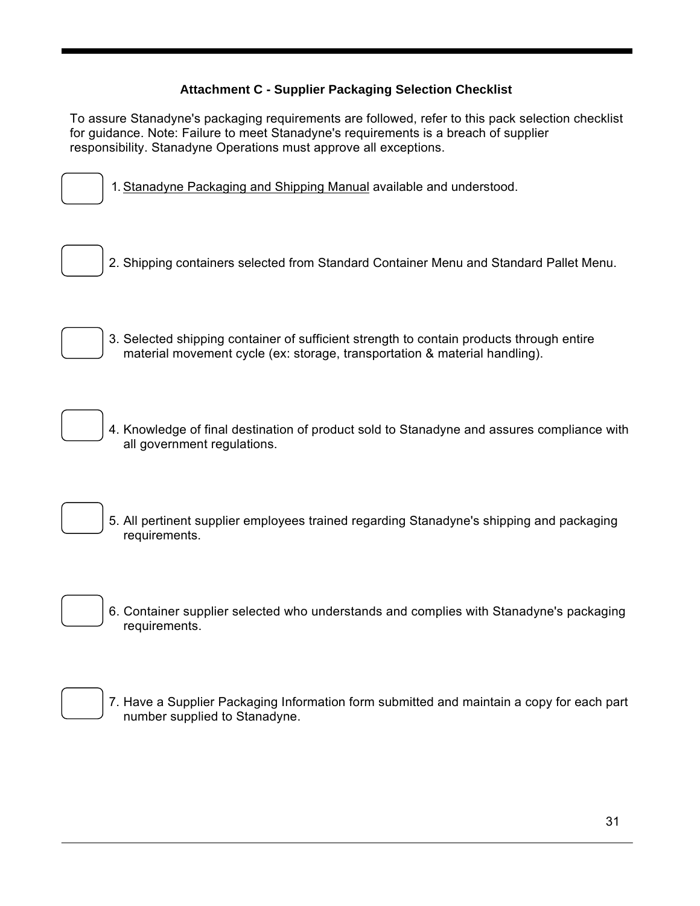### Attachment C - Supplier Packaging Selection Checklist

To assure Stanadyne's packaging requirements are followed, refer to this pack selection checklist for guidance. Note: Failure to meet Stanadyne's requirements is a breach of supplier responsibility. Stanadyne Operations must approve all exceptions.

- [ ] 1. Stanadyne Packaging and Shipping Manual available and understood.

- [ ] 2. Shipping containers selected from Standard Container Menu and Standard Pallet Menu.

- [ ] 3. Selected shipping container of sufficient strength to contain products through entire material movement cycle (ex: storage, transportation & material handling).

- [ ] 4. Knowledge of final destination of product sold to Stanadyne and assures compliance with all government regulations.

- [ ] 5. All pertinent supplier employees trained regarding Stanadyne's shipping and packaging requirements.

- [ ] 6. Container supplier selected who understands and complies with Stanadyne's packaging requirements.

- [ ] 7. Have a Supplier Packaging Information form submitted and maintain a copy for each part number supplied to Stanadyne.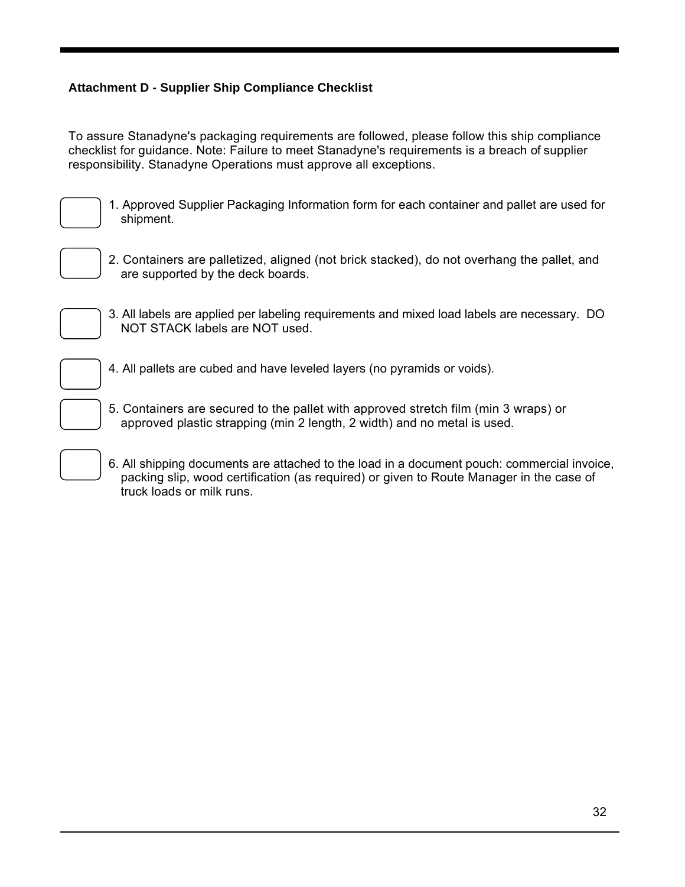### Attachment D - Supplier Ship Compliance Checklist

To assure Stanadyne's packaging requirements are followed, please follow this ship compliance checklist for guidance. Note: Failure to meet Stanadyne's requirements is a breach of supplier responsibility. Stanadyne Operations must approve all exceptions.

- [ ] 1. Approved Supplier Packaging Information form for each container and pallet are used for shipment.

- [ ] 2. Containers are palletized, aligned (not brick stacked), do not overhang the pallet, and are supported by the deck boards.

- [ ] 3. All labels are applied per labeling requirements and mixed load labels are necessary. DO NOT STACK labels are NOT used.

- [ ] 4. All pallets are cubed and have leveled layers (no pyramids or voids).

- [ ] 5. Containers are secured to the pallet with approved stretch film (min 3 wraps) or approved plastic strapping (min 2 length, 2 width) and no metal is used.

- [ ] 6. All shipping documents are attached to the load in a document pouch: commercial invoice, packing slip, wood certification (as required) or given to Route Manager in the case of truck loads or milk runs.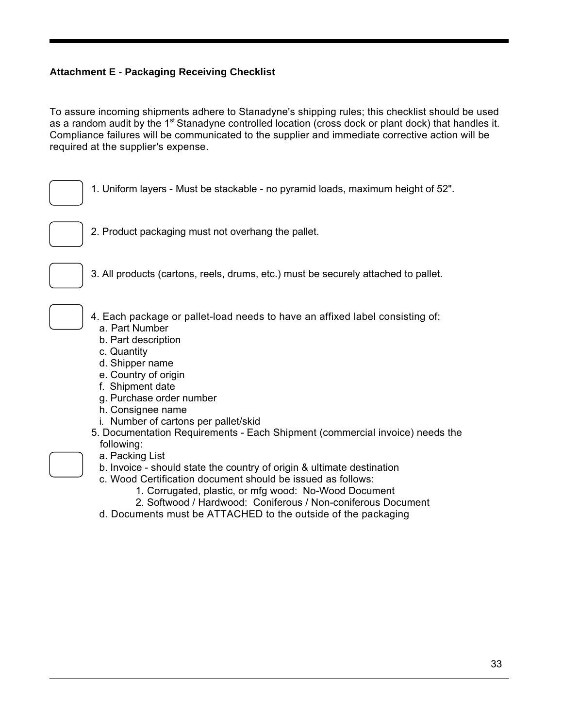### Attachment E - Packaging Receiving Checklist

To assure incoming shipments adhere to Stanadyne's shipping rules; this checklist should be used as a random audit by the 1st Stanadyne controlled location (cross dock or plant dock) that handles it. Compliance failures will be communicated to the supplier and immediate corrective action will be required at the supplier's expense.

- [ ] 1. Uniform layers - Must be stackable - no pyramid loads, maximum height of 52".

- [ ] 2. Product packaging must not overhang the pallet.

- [ ] 3. All products (cartons, reels, drums, etc.) must be securely attached to pallet.

- [ ] 4. Each package or pallet-load needs to have an affixed label consisting of:
  - a. Part Number
  - b. Part description
  - c. Quantity
  - d. Shipper name
  - e. Country of origin
  - f. Shipment date
  - g. Purchase order number
  - h. Consignee name
  - i. Number of cartons per pallet/skid

- [ ] 5. Documentation Requirements - Each Shipment (commercial invoice) needs the following:
  - a. Packing List
  - b. Invoice - should state the country of origin & ultimate destination
  - c. Wood Certification document should be issued as follows:
    1. Corrugated, plastic, or mfg wood: No-Wood Document
    2. Softwood / Hardwood: Coniferous / Non-coniferous Document
  - d. Documents must be ATTACHED to the outside of the packaging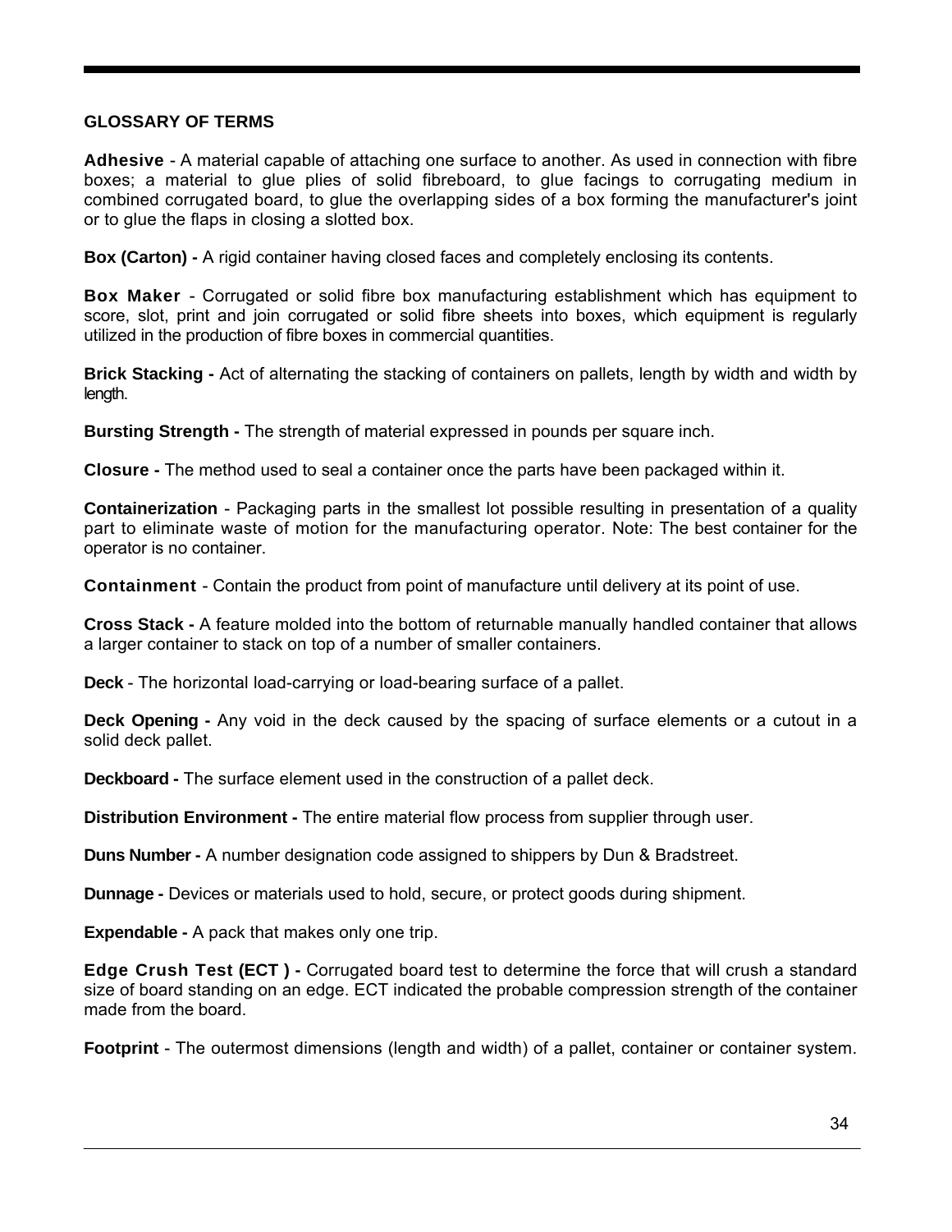## GLOSSARY OF TERMS

**Adhesive** - A material capable of attaching one surface to another. As used in connection with fibre boxes; a material to glue plies of solid fibreboard, to glue facings to corrugating medium in combined corrugated board, to glue the overlapping sides of a box forming the manufacturer's joint or to glue the flaps in closing a slotted box.

**Box (Carton) -** A rigid container having closed faces and completely enclosing its contents.

**Box Maker** - Corrugated or solid fibre box manufacturing establishment which has equipment to score, slot, print and join corrugated or solid fibre sheets into boxes, which equipment is regularly utilized in the production of fibre boxes in commercial quantities.

**Brick Stacking -** Act of alternating the stacking of containers on pallets, length by width and width by length.

**Bursting Strength -** The strength of material expressed in pounds per square inch.

**Closure -** The method used to seal a container once the parts have been packaged within it.

**Containerization** - Packaging parts in the smallest lot possible resulting in presentation of a quality part to eliminate waste of motion for the manufacturing operator. Note: The best container for the operator is no container.

**Containment** - Contain the product from point of manufacture until delivery at its point of use.

**Cross Stack -** A feature molded into the bottom of returnable manually handled container that allows a larger container to stack on top of a number of smaller containers.

**Deck** - The horizontal load-carrying or load-bearing surface of a pallet.

**Deck Opening -** Any void in the deck caused by the spacing of surface elements or a cutout in a solid deck pallet.

**Deckboard -** The surface element used in the construction of a pallet deck.

**Distribution Environment -** The entire material flow process from supplier through user.

**Duns Number -** A number designation code assigned to shippers by Dun & Bradstreet.

**Dunnage -** Devices or materials used to hold, secure, or protect goods during shipment.

**Expendable -** A pack that makes only one trip.

**Edge Crush Test (ECT ) -** Corrugated board test to determine the force that will crush a standard size of board standing on an edge. ECT indicated the probable compression strength of the container made from the board.

**Footprint** - The outermost dimensions (length and width) of a pallet, container or container system.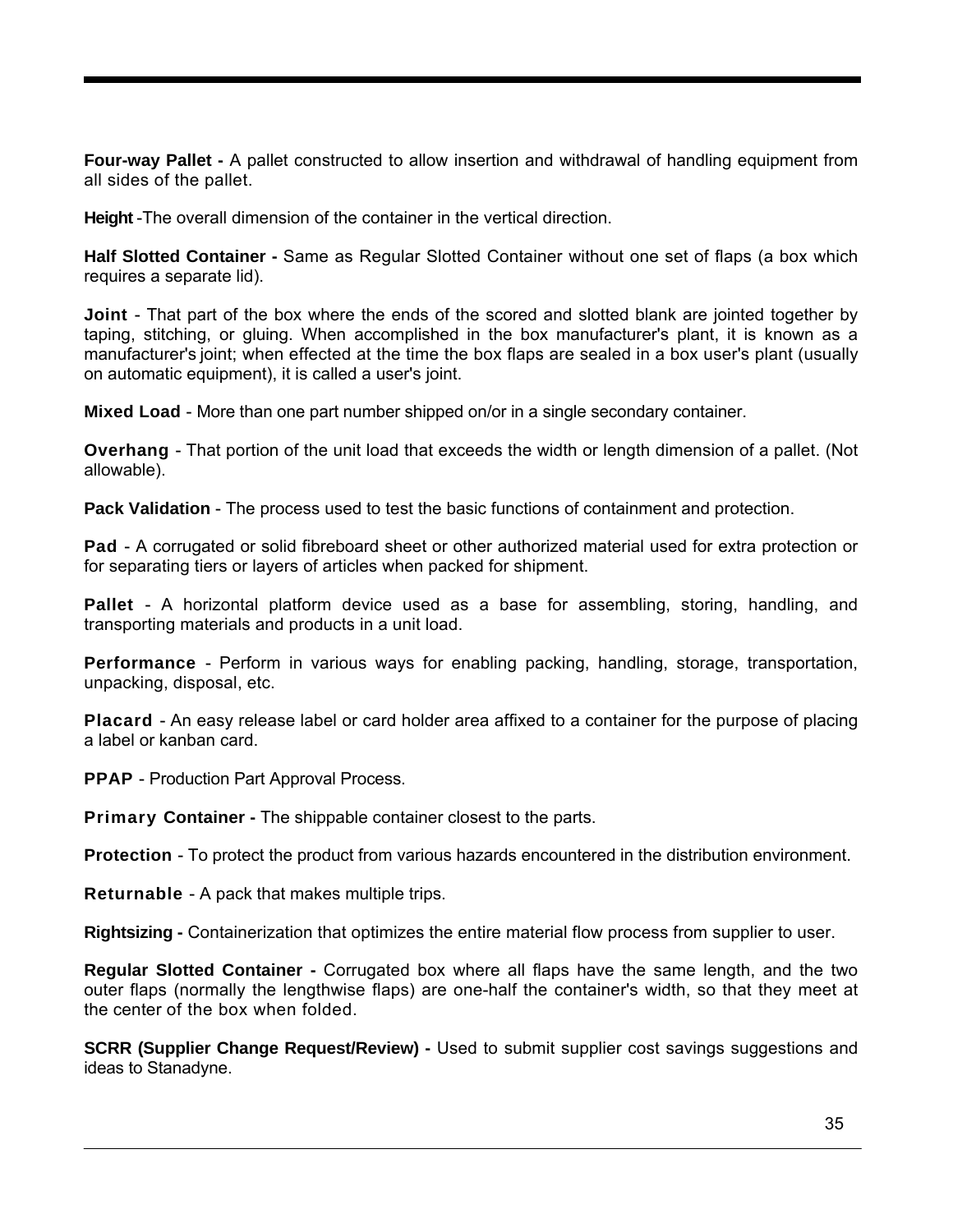**Four-way Pallet -** A pallet constructed to allow insertion and withdrawal of handling equipment from all sides of the pallet.

**Height** -The overall dimension of the container in the vertical direction.

**Half Slotted Container -** Same as Regular Slotted Container without one set of flaps (a box which requires a separate lid).

**Joint** - That part of the box where the ends of the scored and slotted blank are jointed together by taping, stitching, or gluing. When accomplished in the box manufacturer's plant, it is known as a manufacturer's joint; when effected at the time the box flaps are sealed in a box user's plant (usually on automatic equipment), it is called a user's joint.

**Mixed Load** - More than one part number shipped on/or in a single secondary container.

**Overhang** - That portion of the unit load that exceeds the width or length dimension of a pallet. (Not allowable).

**Pack Validation** - The process used to test the basic functions of containment and protection.

**Pad** - A corrugated or solid fibreboard sheet or other authorized material used for extra protection or for separating tiers or layers of articles when packed for shipment.

**Pallet** - A horizontal platform device used as a base for assembling, storing, handling, and transporting materials and products in a unit load.

**Performance** - Perform in various ways for enabling packing, handling, storage, transportation, unpacking, disposal, etc.

**Placard** - An easy release label or card holder area affixed to a container for the purpose of placing a label or kanban card.

**PPAP** - Production Part Approval Process.

**Primary Container -** The shippable container closest to the parts.

**Protection** - To protect the product from various hazards encountered in the distribution environment.

**Returnable** - A pack that makes multiple trips.

**Rightsizing -** Containerization that optimizes the entire material flow process from supplier to user.

**Regular Slotted Container -** Corrugated box where all flaps have the same length, and the two outer flaps (normally the lengthwise flaps) are one-half the container's width, so that they meet at the center of the box when folded.

**SCRR (Supplier Change Request/Review) -** Used to submit supplier cost savings suggestions and ideas to Stanadyne.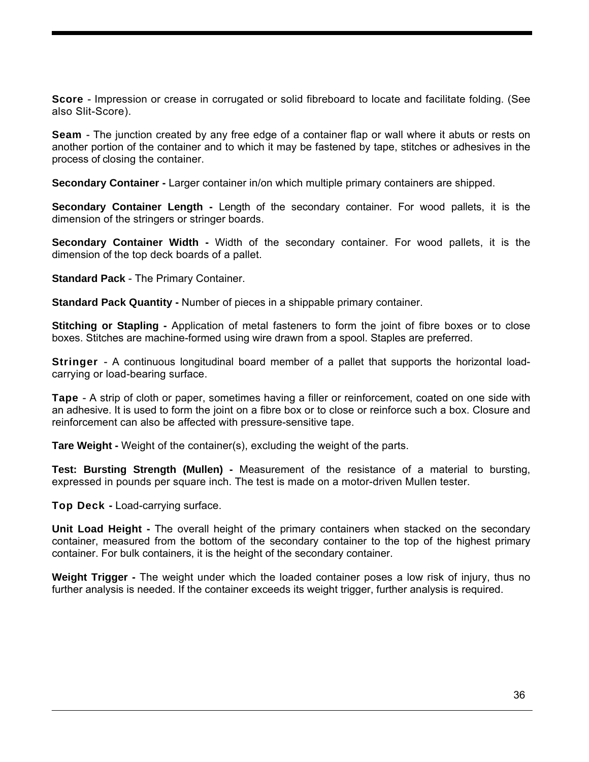**Score** - Impression or crease in corrugated or solid fibreboard to locate and facilitate folding. (See also Slit-Score).

**Seam** - The junction created by any free edge of a container flap or wall where it abuts or rests on another portion of the container and to which it may be fastened by tape, stitches or adhesives in the process of closing the container.

**Secondary Container -** Larger container in/on which multiple primary containers are shipped.

**Secondary Container Length -** Length of the secondary container. For wood pallets, it is the dimension of the stringers or stringer boards.

**Secondary Container Width -** Width of the secondary container. For wood pallets, it is the dimension of the top deck boards of a pallet.

**Standard Pack** - The Primary Container.

**Standard Pack Quantity -** Number of pieces in a shippable primary container.

**Stitching or Stapling -** Application of metal fasteners to form the joint of fibre boxes or to close boxes. Stitches are machine-formed using wire drawn from a spool. Staples are preferred.

**Stringer** - A continuous longitudinal board member of a pallet that supports the horizontal load-carrying or load-bearing surface.

**Tape** - A strip of cloth or paper, sometimes having a filler or reinforcement, coated on one side with an adhesive. It is used to form the joint on a fibre box or to close or reinforce such a box. Closure and reinforcement can also be affected with pressure-sensitive tape.

**Tare Weight -** Weight of the container(s), excluding the weight of the parts.

**Test: Bursting Strength (Mullen) -** Measurement of the resistance of a material to bursting, expressed in pounds per square inch. The test is made on a motor-driven Mullen tester.

**Top Deck -** Load-carrying surface.

**Unit Load Height -** The overall height of the primary containers when stacked on the secondary container, measured from the bottom of the secondary container to the top of the highest primary container. For bulk containers, it is the height of the secondary container.

**Weight Trigger -** The weight under which the loaded container poses a low risk of injury, thus no further analysis is needed. If the container exceeds its weight trigger, further analysis is required.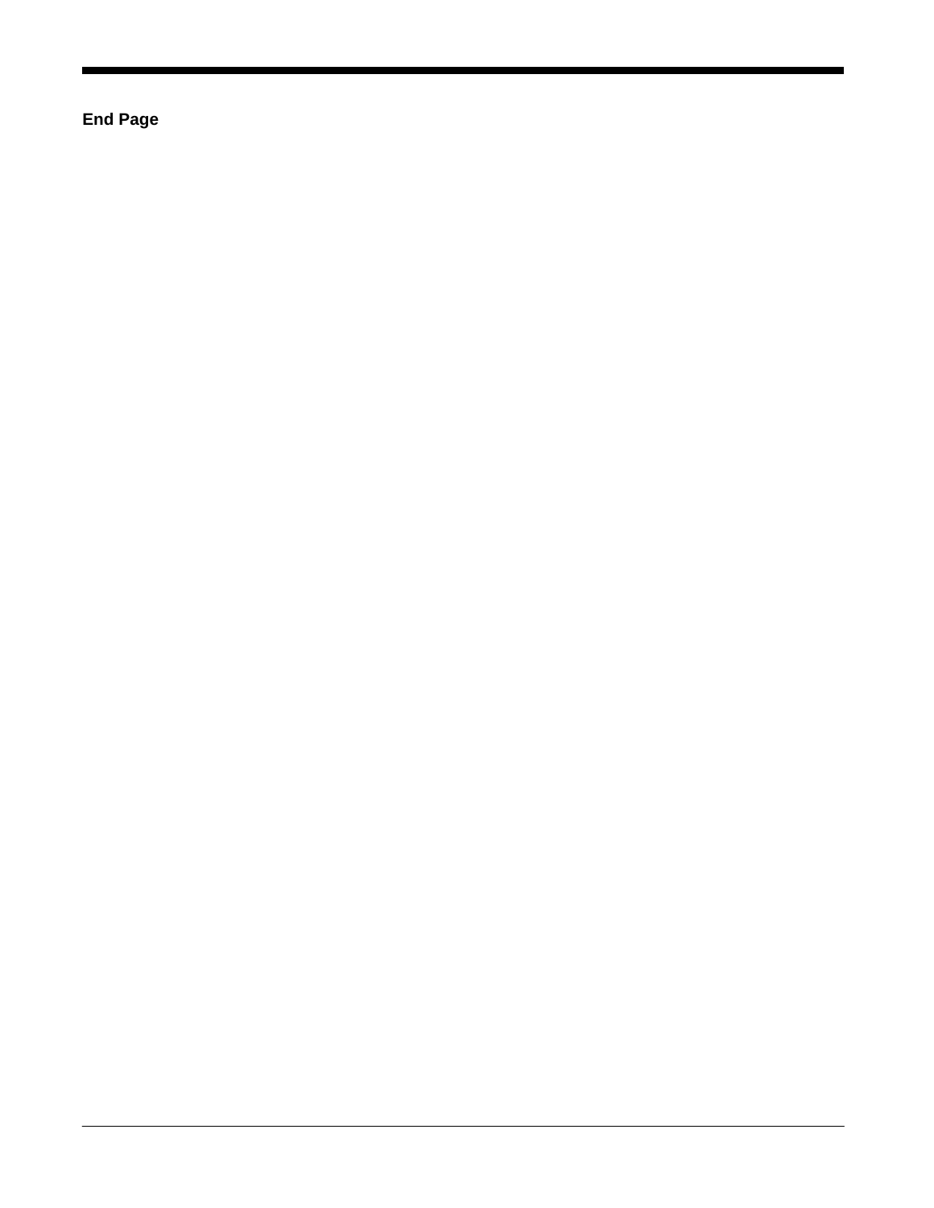**End Page**